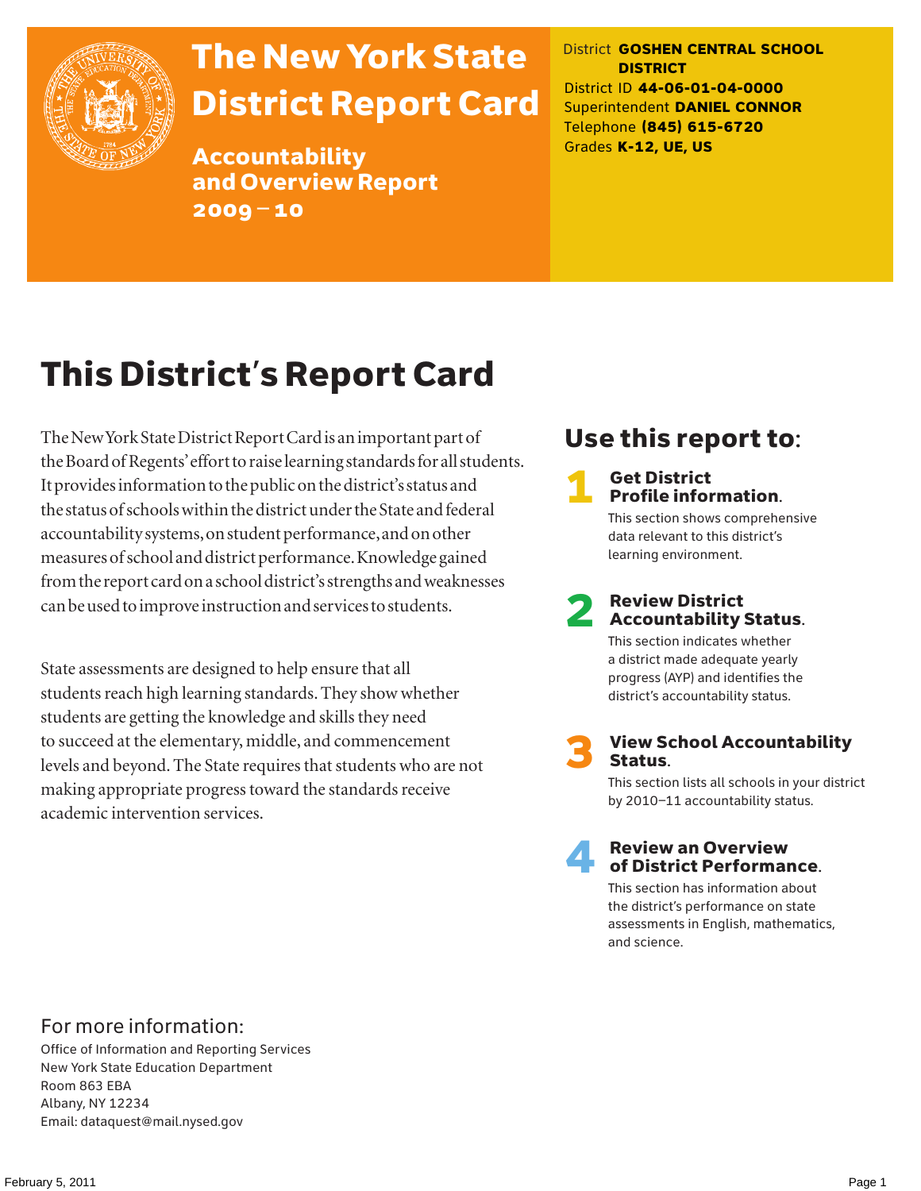# The New York State District Report Card

## Accountability and Overview Report 2009–10

District **GOSHEN CENTRAL SCHOOL DISTRICT**
District ID **44-06-01-04-0000**
Superintendent **DANIEL CONNOR**
Telephone **(845) 615-6720**
Grades **K-12, UE, US**

# This District's Report Card

The New York State District Report Card is an important part of the Board of Regents' effort to raise learning standards for all students. It provides information to the public on the district's status and the status of schools within the district under the State and federal accountability systems, on student performance, and on other measures of school and district performance. Knowledge gained from the report card on a school district's strengths and weaknesses can be used to improve instruction and services to students.

State assessments are designed to help ensure that all students reach high learning standards. They show whether students are getting the knowledge and skills they need to succeed at the elementary, middle, and commencement levels and beyond. The State requires that students who are not making appropriate progress toward the standards receive academic intervention services.

## Use this report to:

**1 Get District Profile information.**
This section shows comprehensive data relevant to this district's learning environment.

**2 Review District Accountability Status.**
This section indicates whether a district made adequate yearly progress (AYP) and identifies the district's accountability status.

**3 View School Accountability Status.**
This section lists all schools in your district by 2010–11 accountability status.

**4 Review an Overview of District Performance.**
This section has information about the district's performance on state assessments in English, mathematics, and science.

For more information:
Office of Information and Reporting Services
New York State Education Department
Room 863 EBA
Albany, NY 12234
Email: dataquest@mail.nysed.gov

February 5, 2011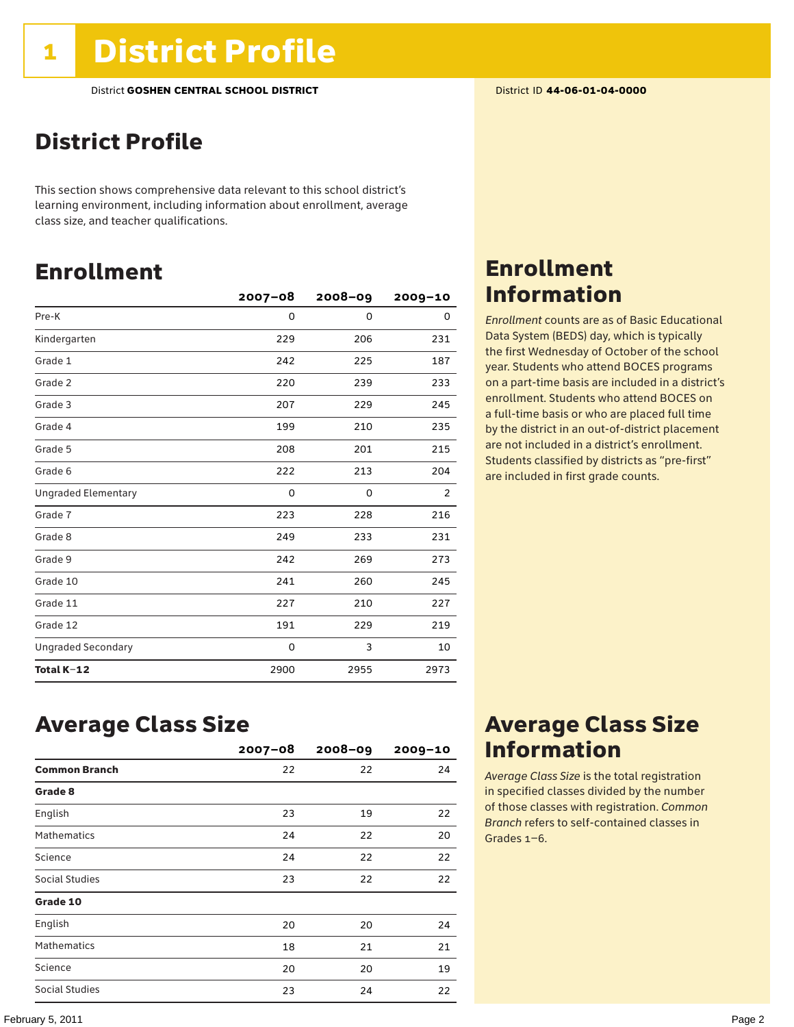# 1 District Profile

District **GOSHEN CENTRAL SCHOOL DISTRICT**

District ID **44-06-01-04-0000**

## District Profile

This section shows comprehensive data relevant to this school district's learning environment, including information about enrollment, average class size, and teacher qualifications.

## Enrollment

| | 2007–08 | 2008–09 | 2009–10 |
|---|---|---|---|
| Pre-K | 0 | 0 | 0 |
| Kindergarten | 229 | 206 | 231 |
| Grade 1 | 242 | 225 | 187 |
| Grade 2 | 220 | 239 | 233 |
| Grade 3 | 207 | 229 | 245 |
| Grade 4 | 199 | 210 | 235 |
| Grade 5 | 208 | 201 | 215 |
| Grade 6 | 222 | 213 | 204 |
| Ungraded Elementary | 0 | 0 | 2 |
| Grade 7 | 223 | 228 | 216 |
| Grade 8 | 249 | 233 | 231 |
| Grade 9 | 242 | 269 | 273 |
| Grade 10 | 241 | 260 | 245 |
| Grade 11 | 227 | 210 | 227 |
| Grade 12 | 191 | 229 | 219 |
| Ungraded Secondary | 0 | 3 | 10 |
| **Total K–12** | 2900 | 2955 | 2973 |

## Enrollment Information

*Enrollment* counts are as of Basic Educational Data System (BEDS) day, which is typically the first Wednesday of October of the school year. Students who attend BOCES programs on a part-time basis are included in a district's enrollment. Students who attend BOCES on a full-time basis or who are placed full time by the district in an out-of-district placement are not included in a district's enrollment. Students classified by districts as "pre-first" are included in first grade counts.

## Average Class Size

| | 2007–08 | 2008–09 | 2009–10 |
|---|---|---|---|
| **Common Branch** | 22 | 22 | 24 |
| **Grade 8** | | | |
| English | 23 | 19 | 22 |
| Mathematics | 24 | 22 | 20 |
| Science | 24 | 22 | 22 |
| Social Studies | 23 | 22 | 22 |
| **Grade 10** | | | |
| English | 20 | 20 | 24 |
| Mathematics | 18 | 21 | 21 |
| Science | 20 | 20 | 19 |
| Social Studies | 23 | 24 | 22 |

## Average Class Size Information

*Average Class Size* is the total registration in specified classes divided by the number of those classes with registration. *Common Branch* refers to self-contained classes in Grades 1–6.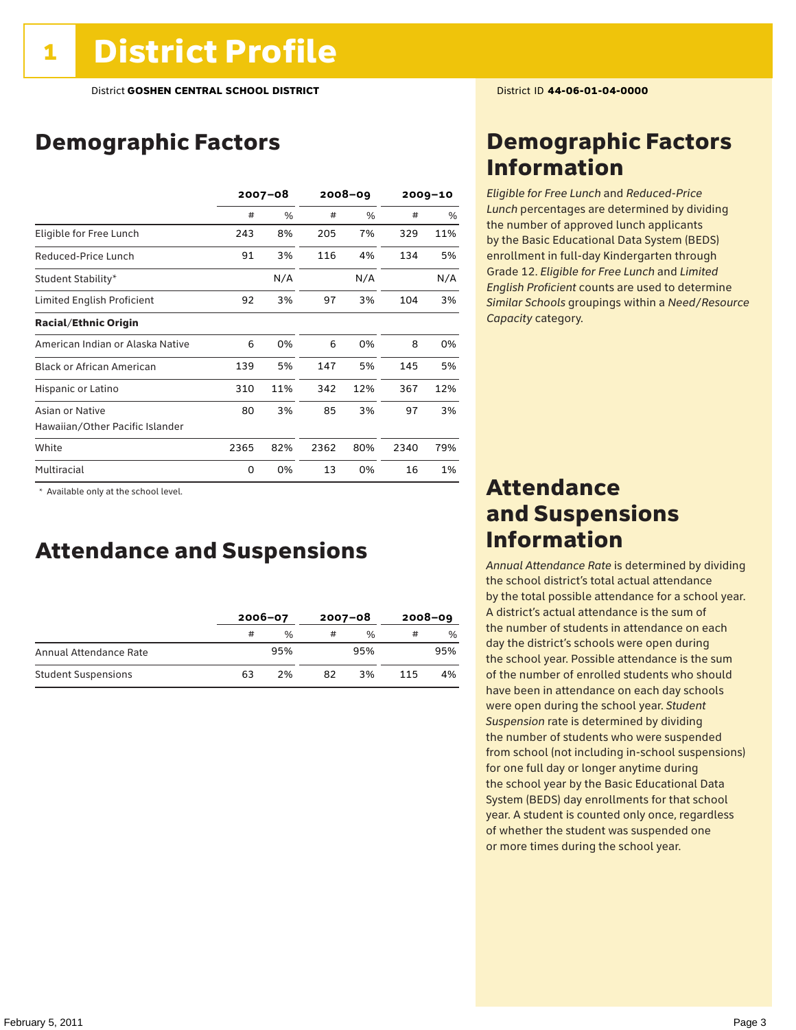# 1 District Profile

District **GOSHEN CENTRAL SCHOOL DISTRICT**

District ID **44-06-01-04-0000**

## Demographic Factors

| | 2007–08 | | 2008–09 | | 2009–10 | |
|---|---|---|---|---|---|---|
| | # | % | # | % | # | % |
| Eligible for Free Lunch | 243 | 8% | 205 | 7% | 329 | 11% |
| Reduced-Price Lunch | 91 | 3% | 116 | 4% | 134 | 5% |
| Student Stability* | | N/A | | N/A | | N/A |
| Limited English Proficient | 92 | 3% | 97 | 3% | 104 | 3% |
| **Racial/Ethnic Origin** | | | | | | |
| American Indian or Alaska Native | 6 | 0% | 6 | 0% | 8 | 0% |
| Black or African American | 139 | 5% | 147 | 5% | 145 | 5% |
| Hispanic or Latino | 310 | 11% | 342 | 12% | 367 | 12% |
| Asian or Native Hawaiian/Other Pacific Islander | 80 | 3% | 85 | 3% | 97 | 3% |
| White | 2365 | 82% | 2362 | 80% | 2340 | 79% |
| Multiracial | 0 | 0% | 13 | 0% | 16 | 1% |

* Available only at the school level.

## Attendance and Suspensions

| | 2006–07 | | 2007–08 | | 2008–09 | |
|---|---|---|---|---|---|---|
| | # | % | # | % | # | % |
| Annual Attendance Rate | | 95% | | 95% | | 95% |
| Student Suspensions | 63 | 2% | 82 | 3% | 115 | 4% |

## Demographic Factors Information

*Eligible for Free Lunch* and *Reduced-Price Lunch* percentages are determined by dividing the number of approved lunch applicants by the Basic Educational Data System (BEDS) enrollment in full-day Kindergarten through Grade 12. *Eligible for Free Lunch* and *Limited English Proficient* counts are used to determine *Similar Schools* groupings within a *Need/Resource Capacity* category.

## Attendance and Suspensions Information

*Annual Attendance Rate* is determined by dividing the school district's total actual attendance by the total possible attendance for a school year. A district's actual attendance is the sum of the number of students in attendance on each day the district's schools were open during the school year. Possible attendance is the sum of the number of enrolled students who should have been in attendance on each day schools were open during the school year. *Student Suspension* rate is determined by dividing the number of students who were suspended from school (not including in-school suspensions) for one full day or longer anytime during the school year by the Basic Educational Data System (BEDS) day enrollments for that school year. A student is counted only once, regardless of whether the student was suspended one or more times during the school year.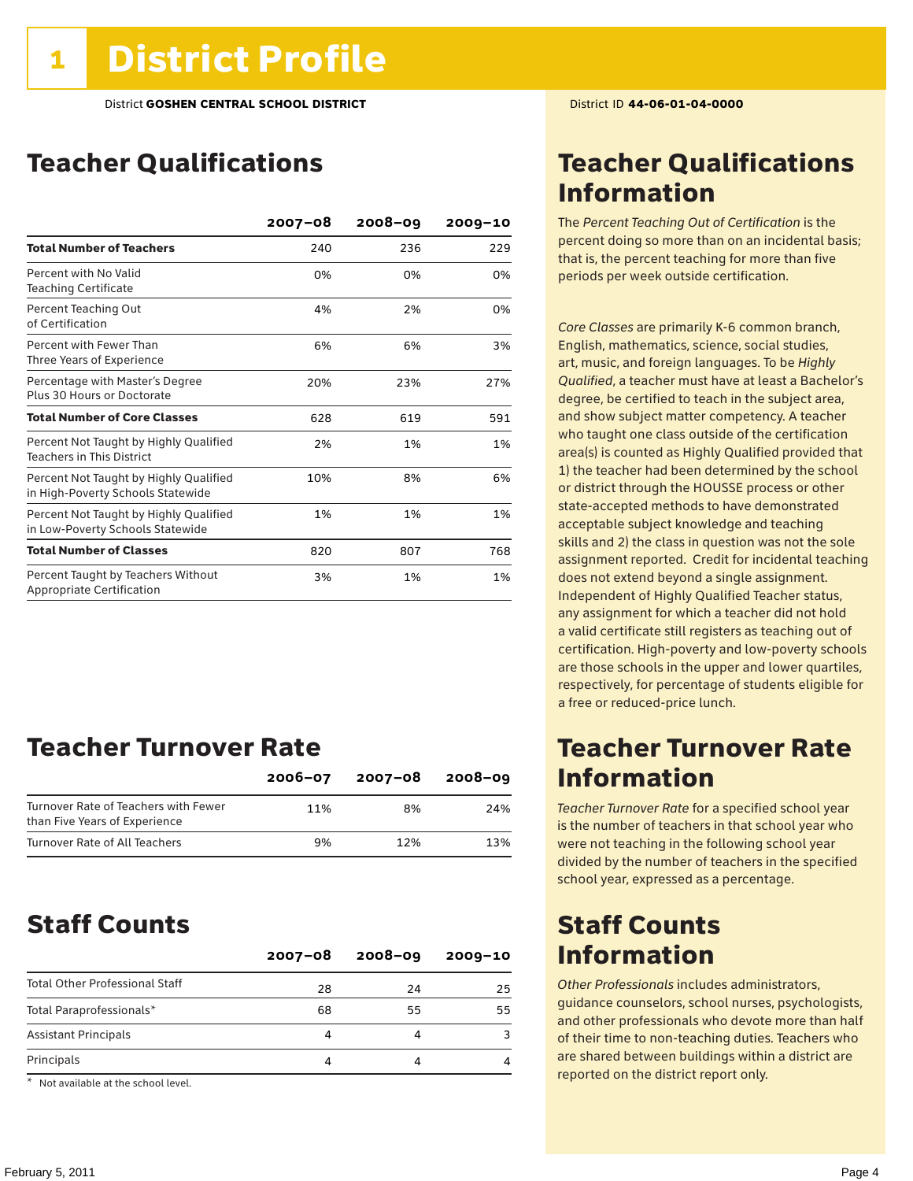# 1 District Profile

District **GOSHEN CENTRAL SCHOOL DISTRICT**

District ID **44-06-01-04-0000**

## Teacher Qualifications

| | 2007–08 | 2008–09 | 2009–10 |
|---|---|---|---|
| **Total Number of Teachers** | 240 | 236 | 229 |
| Percent with No Valid Teaching Certificate | 0% | 0% | 0% |
| Percent Teaching Out of Certification | 4% | 2% | 0% |
| Percent with Fewer Than Three Years of Experience | 6% | 6% | 3% |
| Percentage with Master's Degree Plus 30 Hours or Doctorate | 20% | 23% | 27% |
| **Total Number of Core Classes** | 628 | 619 | 591 |
| Percent Not Taught by Highly Qualified Teachers in This District | 2% | 1% | 1% |
| Percent Not Taught by Highly Qualified in High-Poverty Schools Statewide | 10% | 8% | 6% |
| Percent Not Taught by Highly Qualified in Low-Poverty Schools Statewide | 1% | 1% | 1% |
| **Total Number of Classes** | 820 | 807 | 768 |
| Percent Taught by Teachers Without Appropriate Certification | 3% | 1% | 1% |

## Teacher Qualifications Information

The *Percent Teaching Out of Certification* is the percent doing so more than on an incidental basis; that is, the percent teaching for more than five periods per week outside certification.

*Core Classes* are primarily K-6 common branch, English, mathematics, science, social studies, art, music, and foreign languages. To be *Highly Qualified*, a teacher must have at least a Bachelor's degree, be certified to teach in the subject area, and show subject matter competency. A teacher who taught one class outside of the certification area(s) is counted as Highly Qualified provided that 1) the teacher had been determined by the school or district through the HOUSSE process or other state-accepted methods to have demonstrated acceptable subject knowledge and teaching skills and 2) the class in question was not the sole assignment reported. Credit for incidental teaching does not extend beyond a single assignment. Independent of Highly Qualified Teacher status, any assignment for which a teacher did not hold a valid certificate still registers as teaching out of certification. High-poverty and low-poverty schools are those schools in the upper and lower quartiles, respectively, for percentage of students eligible for a free or reduced-price lunch.

## Teacher Turnover Rate

| | 2006–07 | 2007–08 | 2008–09 |
|---|---|---|---|
| Turnover Rate of Teachers with Fewer than Five Years of Experience | 11% | 8% | 24% |
| Turnover Rate of All Teachers | 9% | 12% | 13% |

## Teacher Turnover Rate Information

*Teacher Turnover Rate* for a specified school year is the number of teachers in that school year who were not teaching in the following school year divided by the number of teachers in the specified school year, expressed as a percentage.

## Staff Counts

| | 2007–08 | 2008–09 | 2009–10 |
|---|---|---|---|
| Total Other Professional Staff | 28 | 24 | 25 |
| Total Paraprofessionals* | 68 | 55 | 55 |
| Assistant Principals | 4 | 4 | 3 |
| Principals | 4 | 4 | 4 |

\* Not available at the school level.

## Staff Counts Information

*Other Professionals* includes administrators, guidance counselors, school nurses, psychologists, and other professionals who devote more than half of their time to non-teaching duties. Teachers who are shared between buildings within a district are reported on the district report only.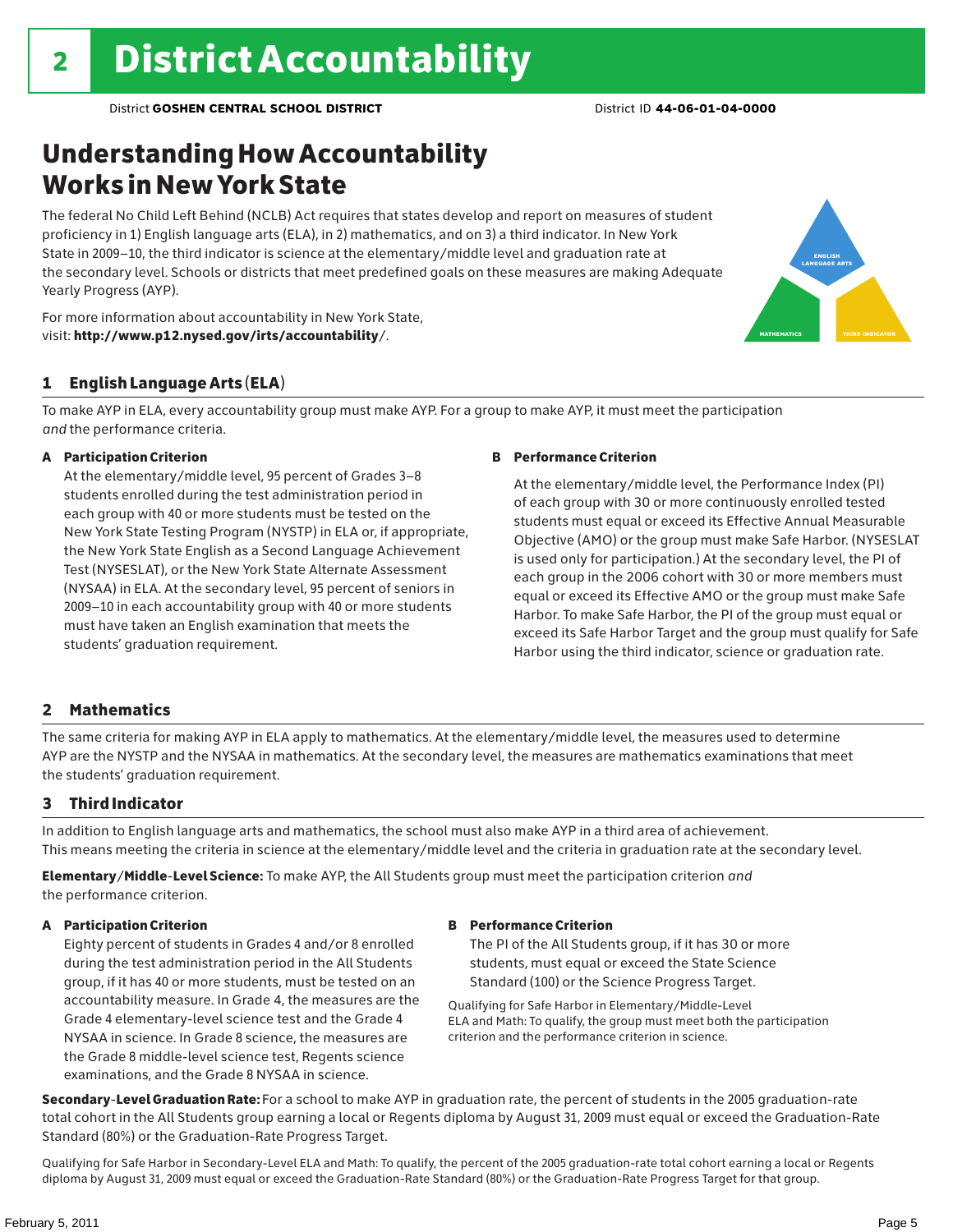# 2 District Accountability

District **GOSHEN CENTRAL SCHOOL DISTRICT** District ID **44-06-01-04-0000**

## Understanding How Accountability Works in New York State

The federal No Child Left Behind (NCLB) Act requires that states develop and report on measures of student proficiency in 1) English language arts (ELA), in 2) mathematics, and on 3) a third indicator. In New York State in 2009–10, the third indicator is science at the elementary/middle level and graduation rate at the secondary level. Schools or districts that meet predefined goals on these measures are making Adequate Yearly Progress (AYP).

For more information about accountability in New York State, visit: **http://www.p12.nysed.gov/irts/accountability/**.

ENGLISH LANGUAGE ARTS

MATHEMATICS

THIRD INDICATOR

### 1 English Language Arts (ELA)

To make AYP in ELA, every accountability group must make AYP. For a group to make AYP, it must meet the participation *and* the performance criteria.

**A Participation Criterion**

At the elementary/middle level, 95 percent of Grades 3–8 students enrolled during the test administration period in each group with 40 or more students must be tested on the New York State Testing Program (NYSTP) in ELA or, if appropriate, the New York State English as a Second Language Achievement Test (NYSESLAT), or the New York State Alternate Assessment (NYSAA) in ELA. At the secondary level, 95 percent of seniors in 2009–10 in each accountability group with 40 or more students must have taken an English examination that meets the students' graduation requirement.

**B Performance Criterion**

At the elementary/middle level, the Performance Index (PI) of each group with 30 or more continuously enrolled tested students must equal or exceed its Effective Annual Measurable Objective (AMO) or the group must make Safe Harbor. (NYSESLAT is used only for participation.) At the secondary level, the PI of each group in the 2006 cohort with 30 or more members must equal or exceed its Effective AMO or the group must make Safe Harbor. To make Safe Harbor, the PI of the group must equal or exceed its Safe Harbor Target and the group must qualify for Safe Harbor using the third indicator, science or graduation rate.

### 2 Mathematics

The same criteria for making AYP in ELA apply to mathematics. At the elementary/middle level, the measures used to determine AYP are the NYSTP and the NYSAA in mathematics. At the secondary level, the measures are mathematics examinations that meet the students' graduation requirement.

### 3 Third Indicator

In addition to English language arts and mathematics, the school must also make AYP in a third area of achievement. This means meeting the criteria in science at the elementary/middle level and the criteria in graduation rate at the secondary level.

**Elementary/Middle-Level Science:** To make AYP, the All Students group must meet the participation criterion *and* the performance criterion.

**A Participation Criterion**

Eighty percent of students in Grades 4 and/or 8 enrolled during the test administration period in the All Students group, if it has 40 or more students, must be tested on an accountability measure. In Grade 4, the measures are the Grade 4 elementary-level science test and the Grade 4 NYSAA in science. In Grade 8 science, the measures are the Grade 8 middle-level science test, Regents science examinations, and the Grade 8 NYSAA in science.

**B Performance Criterion**

The PI of the All Students group, if it has 30 or more students, must equal or exceed the State Science Standard (100) or the Science Progress Target.

Qualifying for Safe Harbor in Elementary/Middle-Level ELA and Math: To qualify, the group must meet both the participation criterion and the performance criterion in science.

**Secondary-Level Graduation Rate:** For a school to make AYP in graduation rate, the percent of students in the 2005 graduation-rate total cohort in the All Students group earning a local or Regents diploma by August 31, 2009 must equal or exceed the Graduation-Rate Standard (80%) or the Graduation-Rate Progress Target.

Qualifying for Safe Harbor in Secondary-Level ELA and Math: To qualify, the percent of the 2005 graduation-rate total cohort earning a local or Regents diploma by August 31, 2009 must equal or exceed the Graduation-Rate Standard (80%) or the Graduation-Rate Progress Target for that group.

February 5, 2011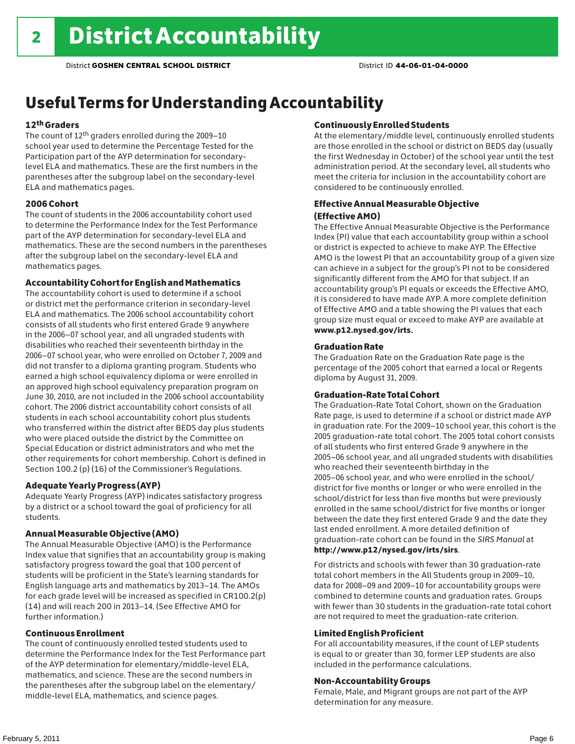# 2 District Accountability

District **GOSHEN CENTRAL SCHOOL DISTRICT** District ID **44-06-01-04-0000**

## Useful Terms for Understanding Accountability

### 12th Graders

The count of 12th graders enrolled during the 2009–10 school year used to determine the Percentage Tested for the Participation part of the AYP determination for secondary-level ELA and mathematics. These are the first numbers in the parentheses after the subgroup label on the secondary-level ELA and mathematics pages.

### 2006 Cohort

The count of students in the 2006 accountability cohort used to determine the Performance Index for the Test Performance part of the AYP determination for secondary-level ELA and mathematics. These are the second numbers in the parentheses after the subgroup label on the secondary-level ELA and mathematics pages.

### Accountability Cohort for English and Mathematics

The accountability cohort is used to determine if a school or district met the performance criterion in secondary-level ELA and mathematics. The 2006 school accountability cohort consists of all students who first entered Grade 9 anywhere in the 2006–07 school year, and all ungraded students with disabilities who reached their seventeenth birthday in the 2006–07 school year, who were enrolled on October 7, 2009 and did not transfer to a diploma granting program. Students who earned a high school equivalency diploma or were enrolled in an approved high school equivalency preparation program on June 30, 2010, are not included in the 2006 school accountability cohort. The 2006 district accountability cohort consists of all students in each school accountability cohort plus students who transferred within the district after BEDS day plus students who were placed outside the district by the Committee on Special Education or district administrators and who met the other requirements for cohort membership. Cohort is defined in Section 100.2 (p) (16) of the Commissioner's Regulations.

### Adequate Yearly Progress (AYP)

Adequate Yearly Progress (AYP) indicates satisfactory progress by a district or a school toward the goal of proficiency for all students.

### Annual Measurable Objective (AMO)

The Annual Measurable Objective (AMO) is the Performance Index value that signifies that an accountability group is making satisfactory progress toward the goal that 100 percent of students will be proficient in the State's learning standards for English language arts and mathematics by 2013–14. The AMOs for each grade level will be increased as specified in CR100.2(p)(14) and will reach 200 in 2013–14. (See Effective AMO for further information.)

### Continuous Enrollment

The count of continuously enrolled tested students used to determine the Performance Index for the Test Performance part of the AYP determination for elementary/middle-level ELA, mathematics, and science. These are the second numbers in the parentheses after the subgroup label on the elementary/middle-level ELA, mathematics, and science pages.

### Continuously Enrolled Students

At the elementary/middle level, continuously enrolled students are those enrolled in the school or district on BEDS day (usually the first Wednesday in October) of the school year until the test administration period. At the secondary level, all students who meet the criteria for inclusion in the accountability cohort are considered to be continuously enrolled.

### Effective Annual Measurable Objective (Effective AMO)

The Effective Annual Measurable Objective is the Performance Index (PI) value that each accountability group within a school or district is expected to achieve to make AYP. The Effective AMO is the lowest PI that an accountability group of a given size can achieve in a subject for the group's PI not to be considered significantly different from the AMO for that subject. If an accountability group's PI equals or exceeds the Effective AMO, it is considered to have made AYP. A more complete definition of Effective AMO and a table showing the PI values that each group size must equal or exceed to make AYP are available at **www.p12.nysed.gov/irts.**

### Graduation Rate

The Graduation Rate on the Graduation Rate page is the percentage of the 2005 cohort that earned a local or Regents diploma by August 31, 2009.

### Graduation-Rate Total Cohort

The Graduation-Rate Total Cohort, shown on the Graduation Rate page, is used to determine if a school or district made AYP in graduation rate. For the 2009–10 school year, this cohort is the 2005 graduation-rate total cohort. The 2005 total cohort consists of all students who first entered Grade 9 anywhere in the 2005–06 school year, and all ungraded students with disabilities who reached their seventeenth birthday in the 2005–06 school year, and who were enrolled in the school/district for five months or longer or who were enrolled in the school/district for less than five months but were previously enrolled in the same school/district for five months or longer between the date they first entered Grade 9 and the date they last ended enrollment. A more detailed definition of graduation-rate cohort can be found in the *SIRS Manual* at **http://www.p12/nysed.gov/irts/sirs**.

For districts and schools with fewer than 30 graduation-rate total cohort members in the All Students group in 2009–10, data for 2008–09 and 2009–10 for accountability groups were combined to determine counts and graduation rates. Groups with fewer than 30 students in the graduation-rate total cohort are not required to meet the graduation-rate criterion.

### Limited English Proficient

For all accountability measures, if the count of LEP students is equal to or greater than 30, former LEP students are also included in the performance calculations.

### Non-Accountability Groups

Female, Male, and Migrant groups are not part of the AYP determination for any measure.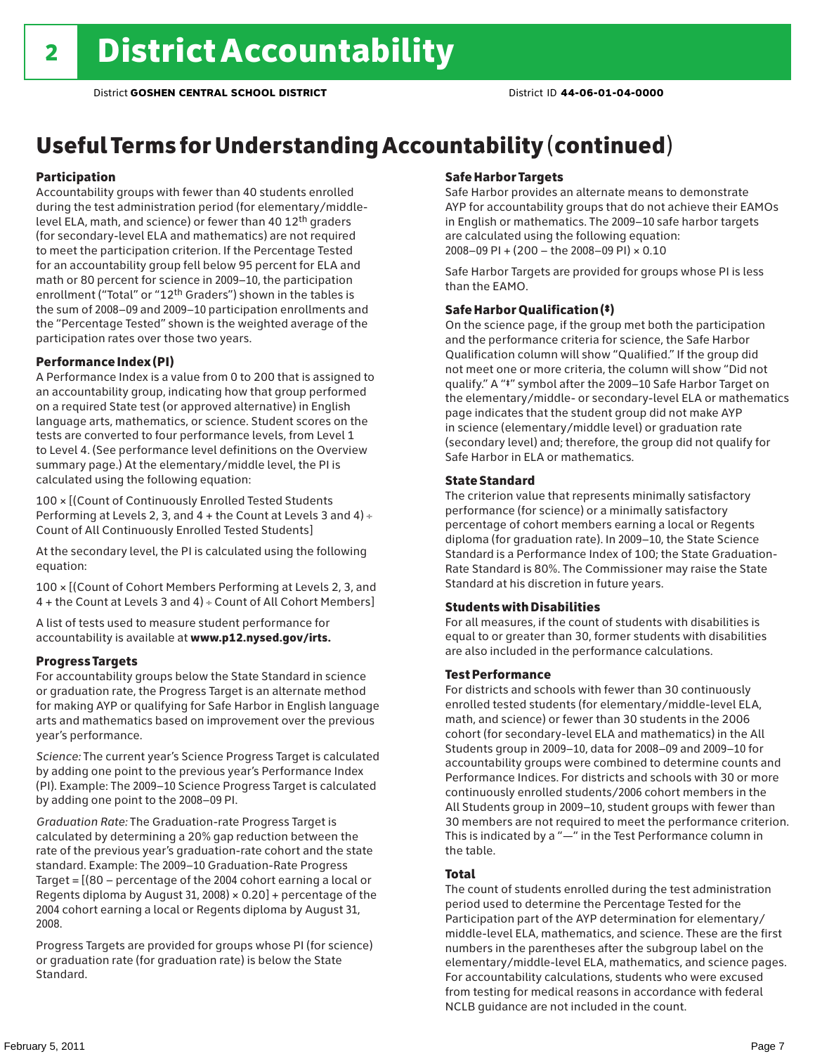# 2 District Accountability

District **GOSHEN CENTRAL SCHOOL DISTRICT** District ID **44-06-01-04-0000**

## Useful Terms for Understanding Accountability (continued)

### Participation

Accountability groups with fewer than 40 students enrolled during the test administration period (for elementary/middle-level ELA, math, and science) or fewer than 40 12th graders (for secondary-level ELA and mathematics) are not required to meet the participation criterion. If the Percentage Tested for an accountability group fell below 95 percent for ELA and math or 80 percent for science in 2009–10, the participation enrollment ("Total" or "12th Graders") shown in the tables is the sum of 2008–09 and 2009–10 participation enrollments and the "Percentage Tested" shown is the weighted average of the participation rates over those two years.

### Performance Index (PI)

A Performance Index is a value from 0 to 200 that is assigned to an accountability group, indicating how that group performed on a required State test (or approved alternative) in English language arts, mathematics, or science. Student scores on the tests are converted to four performance levels, from Level 1 to Level 4. (See performance level definitions on the Overview summary page.) At the elementary/middle level, the PI is calculated using the following equation:

100 × [(Count of Continuously Enrolled Tested Students Performing at Levels 2, 3, and 4 + the Count at Levels 3 and 4) ÷ Count of All Continuously Enrolled Tested Students]

At the secondary level, the PI is calculated using the following equation:

100 × [(Count of Cohort Members Performing at Levels 2, 3, and 4 + the Count at Levels 3 and 4) ÷ Count of All Cohort Members]

A list of tests used to measure student performance for accountability is available at **www.p12.nysed.gov/irts.**

### Progress Targets

For accountability groups below the State Standard in science or graduation rate, the Progress Target is an alternate method for making AYP or qualifying for Safe Harbor in English language arts and mathematics based on improvement over the previous year's performance.

*Science:* The current year's Science Progress Target is calculated by adding one point to the previous year's Performance Index (PI). Example: The 2009–10 Science Progress Target is calculated by adding one point to the 2008–09 PI.

*Graduation Rate:* The Graduation-rate Progress Target is calculated by determining a 20% gap reduction between the rate of the previous year's graduation-rate cohort and the state standard. Example: The 2009–10 Graduation-Rate Progress Target = [(80 – percentage of the 2004 cohort earning a local or Regents diploma by August 31, 2008) × 0.20] + percentage of the 2004 cohort earning a local or Regents diploma by August 31, 2008.

Progress Targets are provided for groups whose PI (for science) or graduation rate (for graduation rate) is below the State Standard.

### Safe Harbor Targets

Safe Harbor provides an alternate means to demonstrate AYP for accountability groups that do not achieve their EAMOs in English or mathematics. The 2009–10 safe harbor targets are calculated using the following equation:
2008–09 PI + (200 – the 2008–09 PI) × 0.10

Safe Harbor Targets are provided for groups whose PI is less than the EAMO.

### Safe Harbor Qualification (‡)

On the science page, if the group met both the participation and the performance criteria for science, the Safe Harbor Qualification column will show "Qualified." If the group did not meet one or more criteria, the column will show "Did not qualify." A "‡" symbol after the 2009–10 Safe Harbor Target on the elementary/middle- or secondary-level ELA or mathematics page indicates that the student group did not make AYP in science (elementary/middle level) or graduation rate (secondary level) and; therefore, the group did not qualify for Safe Harbor in ELA or mathematics.

### State Standard

The criterion value that represents minimally satisfactory performance (for science) or a minimally satisfactory percentage of cohort members earning a local or Regents diploma (for graduation rate). In 2009–10, the State Science Standard is a Performance Index of 100; the State Graduation-Rate Standard is 80%. The Commissioner may raise the State Standard at his discretion in future years.

### Students with Disabilities

For all measures, if the count of students with disabilities is equal to or greater than 30, former students with disabilities are also included in the performance calculations.

### Test Performance

For districts and schools with fewer than 30 continuously enrolled tested students (for elementary/middle-level ELA, math, and science) or fewer than 30 students in the 2006 cohort (for secondary-level ELA and mathematics) in the All Students group in 2009–10, data for 2008–09 and 2009–10 for accountability groups were combined to determine counts and Performance Indices. For districts and schools with 30 or more continuously enrolled students/2006 cohort members in the All Students group in 2009–10, student groups with fewer than 30 members are not required to meet the performance criterion. This is indicated by a "—" in the Test Performance column in the table.

### Total

The count of students enrolled during the test administration period used to determine the Percentage Tested for the Participation part of the AYP determination for elementary/middle-level ELA, mathematics, and science. These are the first numbers in the parentheses after the subgroup label on the elementary/middle-level ELA, mathematics, and science pages. For accountability calculations, students who were excused from testing for medical reasons in accordance with federal NCLB guidance are not included in the count.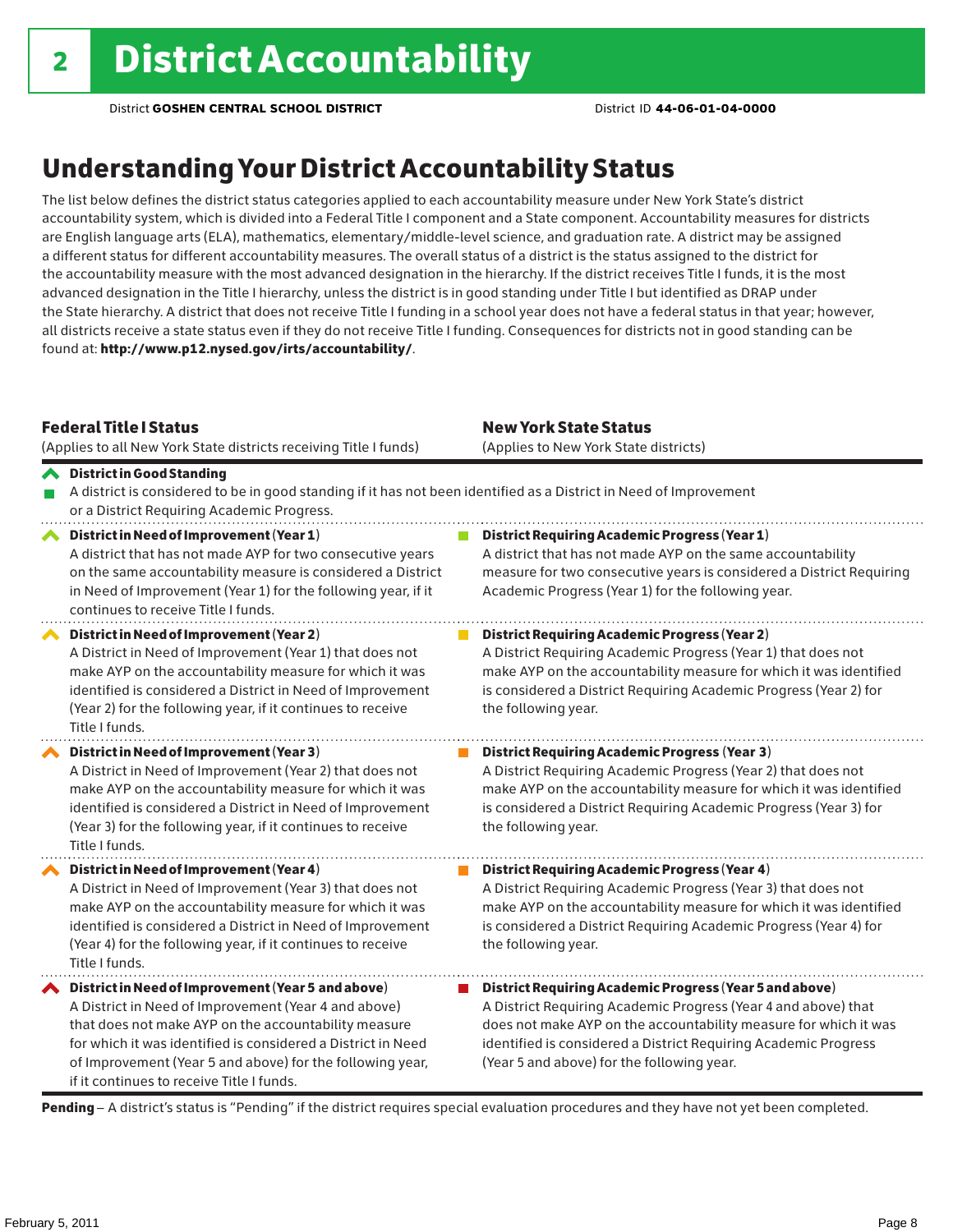# 2 District Accountability

District **GOSHEN CENTRAL SCHOOL DISTRICT** District ID **44-06-01-04-0000**

## Understanding Your District Accountability Status

The list below defines the district status categories applied to each accountability measure under New York State's district accountability system, which is divided into a Federal Title I component and a State component. Accountability measures for districts are English language arts (ELA), mathematics, elementary/middle-level science, and graduation rate. A district may be assigned a different status for different accountability measures. The overall status of a district is the status assigned to the district for the accountability measure with the most advanced designation in the hierarchy. If the district receives Title I funds, it is the most advanced designation in the Title I hierarchy, unless the district is in good standing under Title I but identified as DRAP under the State hierarchy. A district that does not receive Title I funding in a school year does not have a federal status in that year; however, all districts receive a state status even if they do not receive Title I funding. Consequences for districts not in good standing can be found at: **http://www.p12.nysed.gov/irts/accountability/**.

| **Federal Title I Status** (Applies to all New York State districts receiving Title I funds) | **New York State Status** (Applies to New York State districts) |
|---|---|
| **District in Good Standing** A district is considered to be in good standing if it has not been identified as a District in Need of Improvement or a District Requiring Academic Progress. | |
| **District in Need of Improvement (Year 1)** A district that has not made AYP for two consecutive years on the same accountability measure is considered a District in Need of Improvement (Year 1) for the following year, if it continues to receive Title I funds. | **District Requiring Academic Progress (Year 1)** A district that has not made AYP on the same accountability measure for two consecutive years is considered a District Requiring Academic Progress (Year 1) for the following year. |
| **District in Need of Improvement (Year 2)** A District in Need of Improvement (Year 1) that does not make AYP on the accountability measure for which it was identified is considered a District in Need of Improvement (Year 2) for the following year, if it continues to receive Title I funds. | **District Requiring Academic Progress (Year 2)** A District Requiring Academic Progress (Year 1) that does not make AYP on the accountability measure for which it was identified is considered a District Requiring Academic Progress (Year 2) for the following year. |
| **District in Need of Improvement (Year 3)** A District in Need of Improvement (Year 2) that does not make AYP on the accountability measure for which it was identified is considered a District in Need of Improvement (Year 3) for the following year, if it continues to receive Title I funds. | **District Requiring Academic Progress (Year 3)** A District Requiring Academic Progress (Year 2) that does not make AYP on the accountability measure for which it was identified is considered a District Requiring Academic Progress (Year 3) for the following year. |
| **District in Need of Improvement (Year 4)** A District in Need of Improvement (Year 3) that does not make AYP on the accountability measure for which it was identified is considered a District in Need of Improvement (Year 4) for the following year, if it continues to receive Title I funds. | **District Requiring Academic Progress (Year 4)** A District Requiring Academic Progress (Year 3) that does not make AYP on the accountability measure for which it was identified is considered a District Requiring Academic Progress (Year 4) for the following year. |
| **District in Need of Improvement (Year 5 and above)** A District in Need of Improvement (Year 4 and above) that does not make AYP on the accountability measure for which it was identified is considered a District in Need of Improvement (Year 5 and above) for the following year, if it continues to receive Title I funds. | **District Requiring Academic Progress (Year 5 and above)** A District Requiring Academic Progress (Year 4 and above) that does not make AYP on the accountability measure for which it was identified is considered a District Requiring Academic Progress (Year 5 and above) for the following year. |

**Pending** – A district's status is "Pending" if the district requires special evaluation procedures and they have not yet been completed.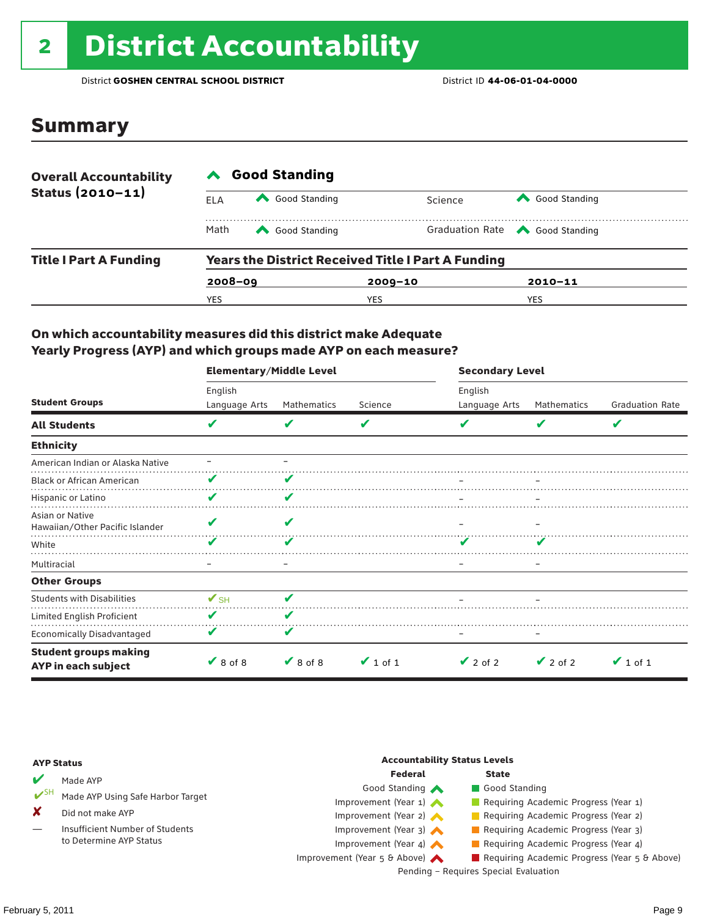# 2 District Accountability

District **GOSHEN CENTRAL SCHOOL DISTRICT** District ID **44-06-01-04-0000**

## Summary

**Overall Accountability Status (2010–11)**

**Good Standing**

| | | | |
|---|---|---|---|
| ELA | Good Standing | Science | Good Standing |
| Math | Good Standing | Graduation Rate | Good Standing |

**Title I Part A Funding**

**Years the District Received Title I Part A Funding**

| 2008–09 | 2009–10 | 2010–11 |
|---|---|---|
| YES | YES | YES |

### On which accountability measures did this district make Adequate Yearly Progress (AYP) and which groups made AYP on each measure?

| Student Groups | Elementary/Middle Level | | | Secondary Level | | |
|---|---|---|---|---|---|---|
| | English Language Arts | Mathematics | Science | English Language Arts | Mathematics | Graduation Rate |
| **All Students** | ✔ | ✔ | ✔ | ✔ | ✔ | ✔ |
| **Ethnicity** | | | | | | |
| American Indian or Alaska Native | – | – | | | | |
| Black or African American | ✔ | ✔ | | – | – | |
| Hispanic or Latino | ✔ | ✔ | | – | – | |
| Asian or Native Hawaiian/Other Pacific Islander | ✔ | ✔ | | – | – | |
| White | ✔ | ✔ | | ✔ | ✔ | |
| Multiracial | – | – | | – | – | |
| **Other Groups** | | | | | | |
| Students with Disabilities | ✔SH | ✔ | | – | – | |
| Limited English Proficient | ✔ | ✔ | | | | |
| Economically Disadvantaged | ✔ | ✔ | | – | – | |
| **Student groups making AYP in each subject** | ✔ 8 of 8 | ✔ 8 of 8 | ✔ 1 of 1 | ✔ 2 of 2 | ✔ 2 of 2 | ✔ 1 of 1 |

**AYP Status**

- ✔ Made AYP
- ✔SH Made AYP Using Safe Harbor Target
- ✘ Did not make AYP
- — Insufficient Number of Students to Determine AYP Status

**Accountability Status Levels**

| Federal | State |
|---|---|
| Good Standing | Good Standing |
| Improvement (Year 1) | Requiring Academic Progress (Year 1) |
| Improvement (Year 2) | Requiring Academic Progress (Year 2) |
| Improvement (Year 3) | Requiring Academic Progress (Year 3) |
| Improvement (Year 4) | Requiring Academic Progress (Year 4) |
| Improvement (Year 5 & Above) | Requiring Academic Progress (Year 5 & Above) |

Pending – Requires Special Evaluation

February 5, 2011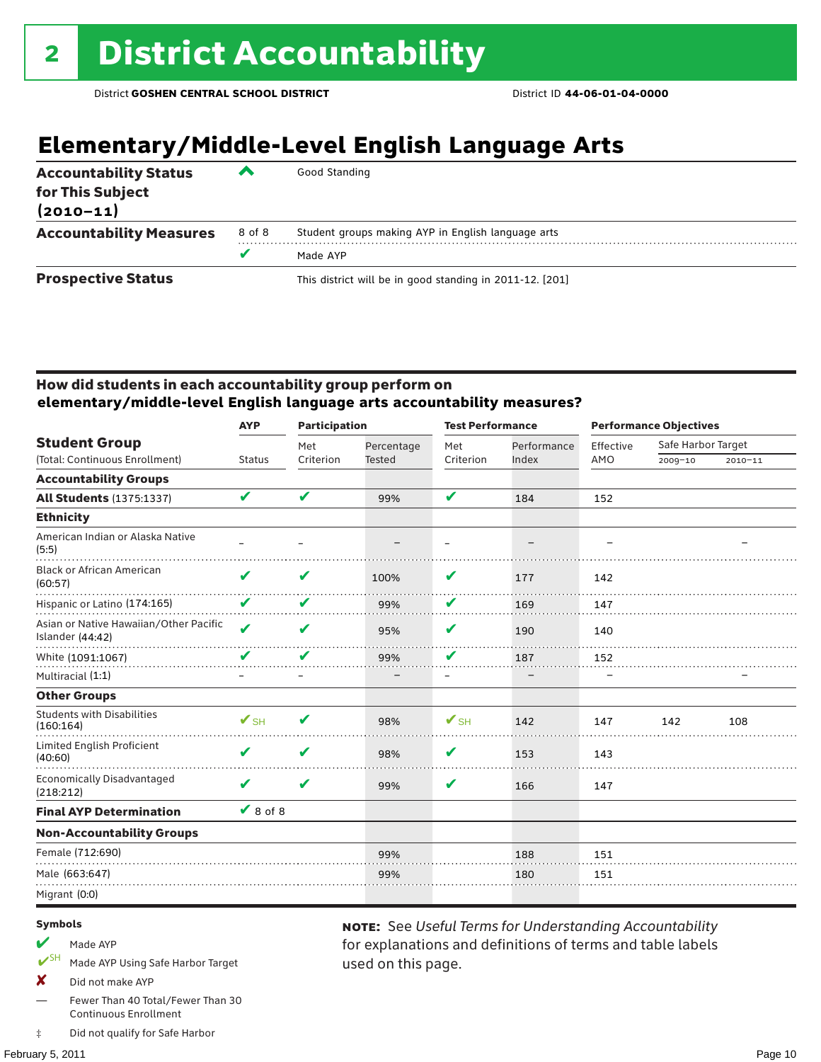# 2 District Accountability

District **GOSHEN CENTRAL SCHOOL DISTRICT** District ID **44-06-01-04-0000**

## Elementary/Middle-Level English Language Arts

| | | |
|---|---|---|
| **Accountability Status for This Subject (2010–11)** | ^ | Good Standing |
| **Accountability Measures** | 8 of 8 | Student groups making AYP in English language arts |
| | ✔ | Made AYP |
| **Prospective Status** | | This district will be in good standing in 2011-12. [201] |

### How did students in each accountability group perform on elementary/middle-level English language arts accountability measures?

| Student Group (Total: Continuous Enrollment) | AYP Status | Participation: Met Criterion | Participation: Percentage Tested | Test Performance: Met Criterion | Test Performance: Performance Index | Performance Objectives: Effective AMO | Safe Harbor Target 2009–10 | Safe Harbor Target 2010–11 |
|---|---|---|---|---|---|---|---|---|
| **Accountability Groups** | | | | | | | | |
| **All Students** (1375:1337) | ✔ | ✔ | 99% | ✔ | 184 | 152 | | |
| **Ethnicity** | | | | | | | | |
| American Indian or Alaska Native (5:5) | – | – | – | – | – | – | | – |
| Black or African American (60:57) | ✔ | ✔ | 100% | ✔ | 177 | 142 | | |
| Hispanic or Latino (174:165) | ✔ | ✔ | 99% | ✔ | 169 | 147 | | |
| Asian or Native Hawaiian/Other Pacific Islander (44:42) | ✔ | ✔ | 95% | ✔ | 190 | 140 | | |
| White (1091:1067) | ✔ | ✔ | 99% | ✔ | 187 | 152 | | |
| Multiracial (1:1) | – | – | – | – | – | – | | – |
| **Other Groups** | | | | | | | | |
| Students with Disabilities (160:164) | ✔SH | ✔ | 98% | ✔SH | 142 | 147 | 142 | 108 |
| Limited English Proficient (40:60) | ✔ | ✔ | 98% | ✔ | 153 | 143 | | |
| Economically Disadvantaged (218:212) | ✔ | ✔ | 99% | ✔ | 166 | 147 | | |
| **Final AYP Determination** | ✔ 8 of 8 | | | | | | | |
| **Non-Accountability Groups** | | | | | | | | |
| Female (712:690) | | | 99% | | 188 | 151 | | |
| Male (663:647) | | | 99% | | 180 | 151 | | |
| Migrant (0:0) | | | | | | | | |

**Symbols**

- ✔ Made AYP
- ✔SH Made AYP Using Safe Harbor Target
- ✘ Did not make AYP
- — Fewer Than 40 Total/Fewer Than 30 Continuous Enrollment
- ‡ Did not qualify for Safe Harbor

**NOTE:** See *Useful Terms for Understanding Accountability* for explanations and definitions of terms and table labels used on this page.

February 5, 2011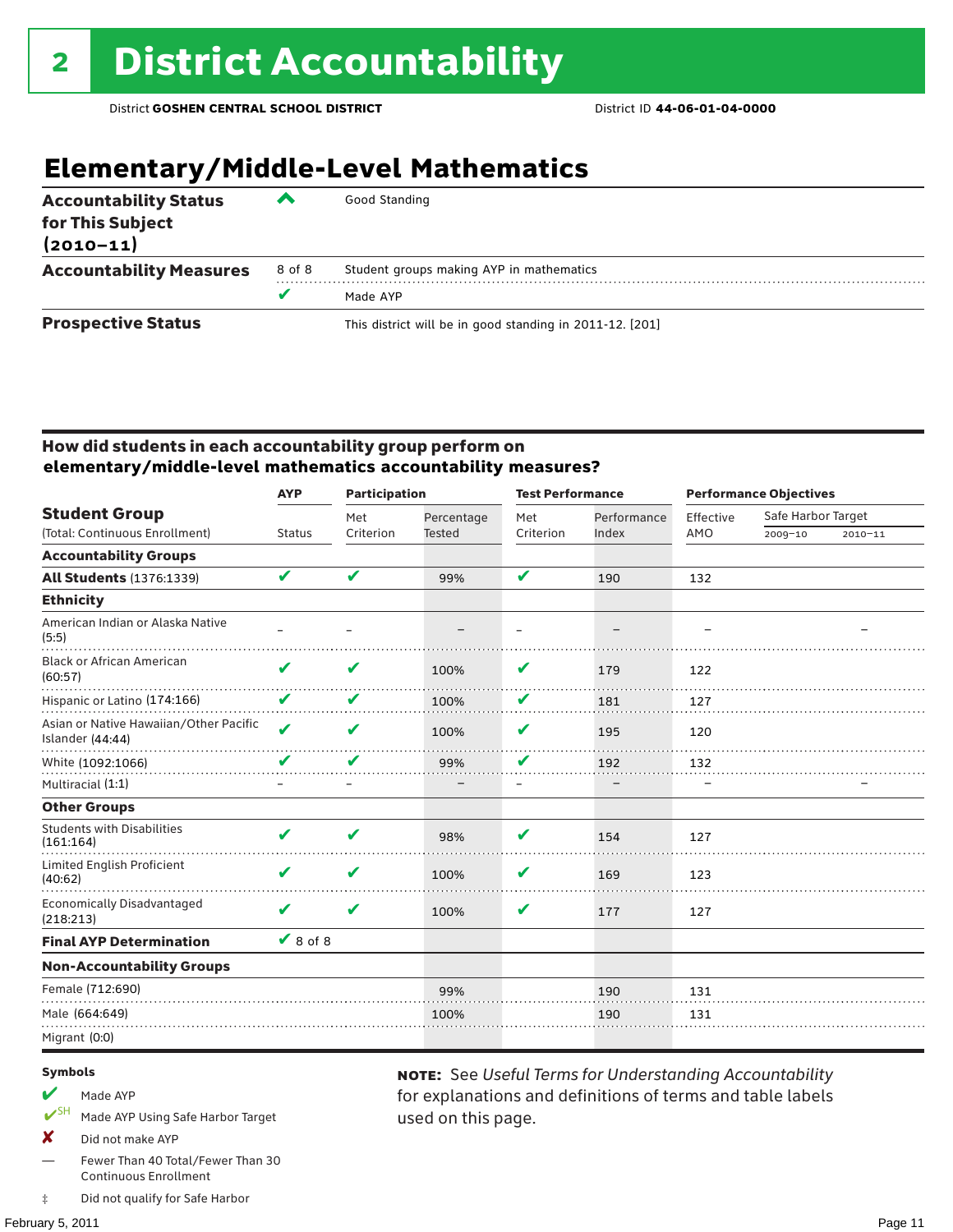# 2 District Accountability

District **GOSHEN CENTRAL SCHOOL DISTRICT** District ID **44-06-01-04-0000**

## Elementary/Middle-Level Mathematics

| | | |
|---|---|---|
| **Accountability Status for This Subject (2010–11)** | ^ | Good Standing |
| **Accountability Measures** | 8 of 8 | Student groups making AYP in mathematics |
| | ✔ | Made AYP |
| **Prospective Status** | | This district will be in good standing in 2011-12. [201] |

### How did students in each accountability group perform on elementary/middle-level mathematics accountability measures?

| Student Group (Total: Continuous Enrollment) | AYP Status | Participation: Met Criterion | Participation: Percentage Tested | Test Performance: Met Criterion | Test Performance: Performance Index | Performance Objectives: Effective AMO | Safe Harbor Target 2009–10 | Safe Harbor Target 2010–11 |
|---|---|---|---|---|---|---|---|---|
| **Accountability Groups** | | | | | | | | |
| **All Students** (1376:1339) | ✔ | ✔ | 99% | ✔ | 190 | 132 | | |
| **Ethnicity** | | | | | | | | |
| American Indian or Alaska Native (5:5) | – | – | – | – | – | – | | – |
| Black or African American (60:57) | ✔ | ✔ | 100% | ✔ | 179 | 122 | | |
| Hispanic or Latino (174:166) | ✔ | ✔ | 100% | ✔ | 181 | 127 | | |
| Asian or Native Hawaiian/Other Pacific Islander (44:44) | ✔ | ✔ | 100% | ✔ | 195 | 120 | | |
| White (1092:1066) | ✔ | ✔ | 99% | ✔ | 192 | 132 | | |
| Multiracial (1:1) | – | – | – | – | – | – | | – |
| **Other Groups** | | | | | | | | |
| Students with Disabilities (161:164) | ✔ | ✔ | 98% | ✔ | 154 | 127 | | |
| Limited English Proficient (40:62) | ✔ | ✔ | 100% | ✔ | 169 | 123 | | |
| Economically Disadvantaged (218:213) | ✔ | ✔ | 100% | ✔ | 177 | 127 | | |
| **Final AYP Determination** | ✔ 8 of 8 | | | | | | | |
| **Non-Accountability Groups** | | | | | | | | |
| Female (712:690) | | | 99% | | 190 | 131 | | |
| Male (664:649) | | | 100% | | 190 | 131 | | |
| Migrant (0:0) | | | | | | | | |

**Symbols**

- ✔ Made AYP
- ✔SH Made AYP Using Safe Harbor Target
- ✘ Did not make AYP
- — Fewer Than 40 Total/Fewer Than 30 Continuous Enrollment
- ‡ Did not qualify for Safe Harbor

**NOTE:** See *Useful Terms for Understanding Accountability* for explanations and definitions of terms and table labels used on this page.

February 5, 2011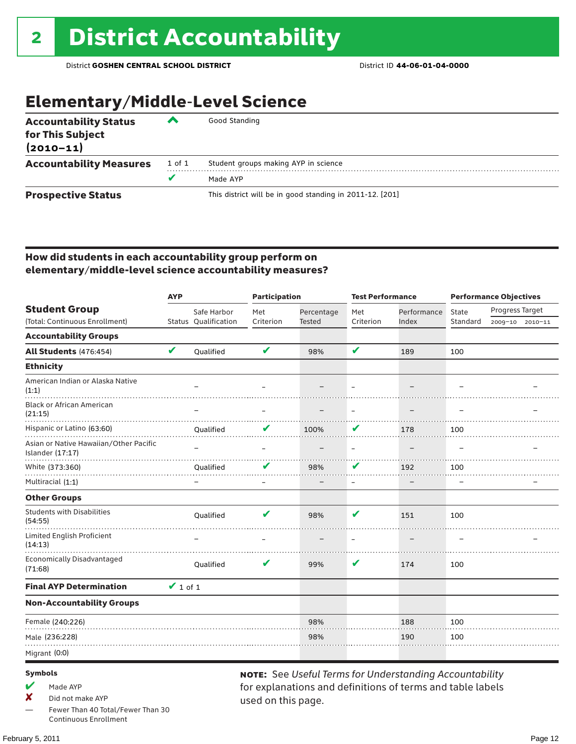# 2 District Accountability

District **GOSHEN CENTRAL SCHOOL DISTRICT** District ID **44-06-01-04-0000**

## Elementary/Middle-Level Science

| | | |
|---|---|---|
| **Accountability Status for This Subject (2010–11)** | ^ | Good Standing |
| **Accountability Measures** | 1 of 1 | Student groups making AYP in science |
| | ✔ | Made AYP |
| **Prospective Status** | | This district will be in good standing in 2011-12. [201] |

### How did students in each accountability group perform on elementary/middle-level science accountability measures?

| Student Group (Total: Continuous Enrollment) | AYP Status | AYP Safe Harbor Qualification | Participation Met Criterion | Participation Percentage Tested | Test Performance Met Criterion | Test Performance Performance Index | Performance Objectives State Standard | Progress Target 2009–10 | Progress Target 2010–11 |
|---|---|---|---|---|---|---|---|---|---|
| **Accountability Groups** | | | | | | | | | |
| **All Students** (476:454) | ✔ | Qualified | ✔ | 98% | ✔ | 189 | 100 | | |
| **Ethnicity** | | | | | | | | | |
| American Indian or Alaska Native (1:1) | | – | – | – | – | – | – | | – |
| Black or African American (21:15) | | – | – | – | – | – | – | | – |
| Hispanic or Latino (63:60) | | Qualified | ✔ | 100% | ✔ | 178 | 100 | | |
| Asian or Native Hawaiian/Other Pacific Islander (17:17) | | – | – | – | – | – | – | | – |
| White (373:360) | | Qualified | ✔ | 98% | ✔ | 192 | 100 | | |
| Multiracial (1:1) | | – | – | – | – | – | – | | – |
| **Other Groups** | | | | | | | | | |
| Students with Disabilities (54:55) | | Qualified | ✔ | 98% | ✔ | 151 | 100 | | |
| Limited English Proficient (14:13) | | – | – | – | – | – | – | | – |
| Economically Disadvantaged (71:68) | | Qualified | ✔ | 99% | ✔ | 174 | 100 | | |
| **Final AYP Determination** | ✔ 1 of 1 | | | | | | | | |
| **Non-Accountability Groups** | | | | | | | | | |
| Female (240:226) | | | | 98% | | 188 | 100 | | |
| Male (236:228) | | | | 98% | | 190 | 100 | | |
| Migrant (0:0) | | | | | | | | | |

**Symbols**

- ✔ Made AYP
- ✘ Did not make AYP
- — Fewer Than 40 Total/Fewer Than 30 Continuous Enrollment

**NOTE:** See *Useful Terms for Understanding Accountability* for explanations and definitions of terms and table labels used on this page.

February 5, 2011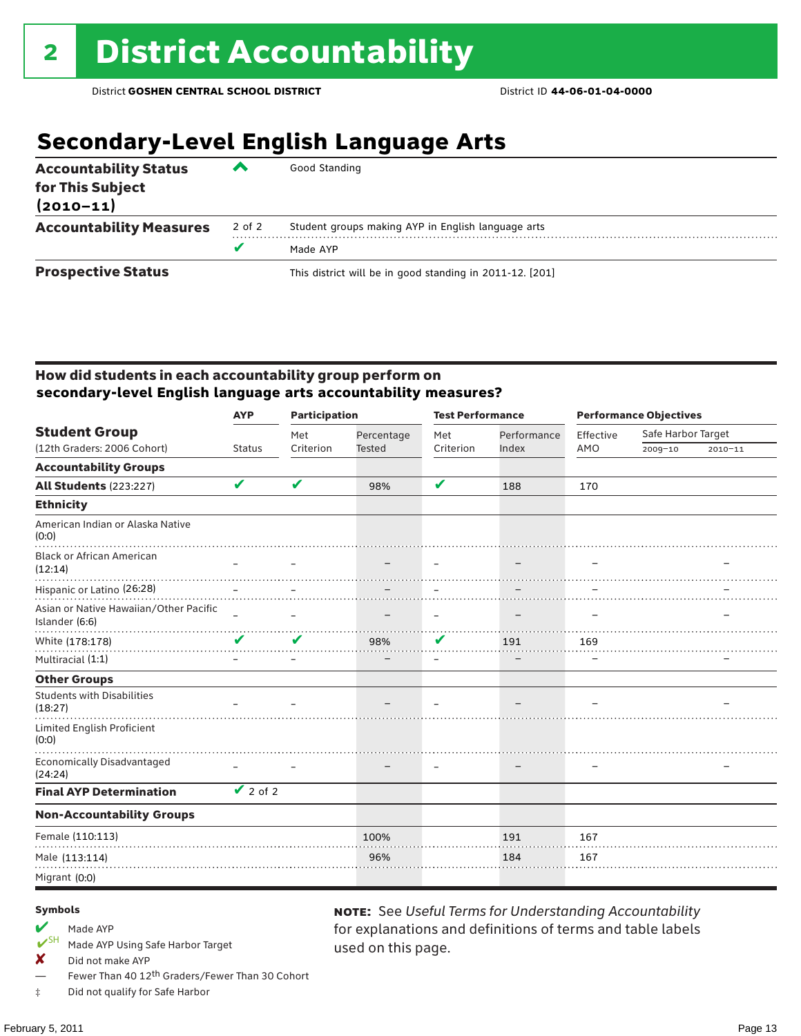# 2 District Accountability

District **GOSHEN CENTRAL SCHOOL DISTRICT** District ID **44-06-01-04-0000**

## Secondary-Level English Language Arts

| | | |
|---|---|---|
| **Accountability Status for This Subject (2010–11)** | ^ | Good Standing |
| **Accountability Measures** | 2 of 2 | Student groups making AYP in English language arts |
| | ✔ | Made AYP |
| **Prospective Status** | | This district will be in good standing in 2011-12. [201] |

### How did students in each accountability group perform on secondary-level English language arts accountability measures?

| Student Group (12th Graders: 2006 Cohort) | AYP Status | Participation: Met Criterion | Participation: Percentage Tested | Test Performance: Met Criterion | Test Performance: Performance Index | Performance Objectives: Effective AMO | Safe Harbor Target 2009–10 | Safe Harbor Target 2010–11 |
|---|---|---|---|---|---|---|---|---|
| **Accountability Groups** | | | | | | | | |
| **All Students** (223:227) | ✔ | ✔ | 98% | ✔ | 188 | 170 | | |
| **Ethnicity** | | | | | | | | |
| American Indian or Alaska Native (0:0) | | | | | | | | |
| Black or African American (12:14) | – | – | – | – | – | – | | – |
| Hispanic or Latino (26:28) | – | – | – | – | – | – | | – |
| Asian or Native Hawaiian/Other Pacific Islander (6:6) | – | – | – | – | – | – | | – |
| White (178:178) | ✔ | ✔ | 98% | ✔ | 191 | 169 | | |
| Multiracial (1:1) | – | – | – | – | – | – | | – |
| **Other Groups** | | | | | | | | |
| Students with Disabilities (18:27) | – | – | – | – | – | – | | – |
| Limited English Proficient (0:0) | | | | | | | | |
| Economically Disadvantaged (24:24) | – | – | – | – | – | – | | – |
| **Final AYP Determination** | ✔ 2 of 2 | | | | | | | |
| **Non-Accountability Groups** | | | | | | | | |
| Female (110:113) | | | 100% | | 191 | 167 | | |
| Male (113:114) | | | 96% | | 184 | 167 | | |
| Migrant (0:0) | | | | | | | | |

**Symbols**

- ✔ Made AYP
- ✔SH Made AYP Using Safe Harbor Target
- ✘ Did not make AYP
- — Fewer Than 40 12th Graders/Fewer Than 30 Cohort
- ‡ Did not qualify for Safe Harbor

**NOTE:** See *Useful Terms for Understanding Accountability* for explanations and definitions of terms and table labels used on this page.

February 5, 2011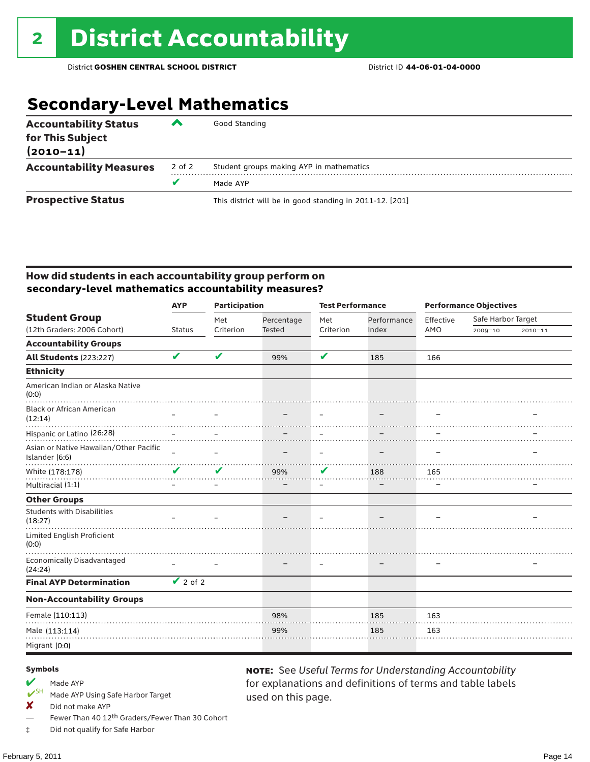# 2 District Accountability

District **GOSHEN CENTRAL SCHOOL DISTRICT** District ID **44-06-01-04-0000**

## Secondary-Level Mathematics

| | | |
|---|---|---|
| **Accountability Status for This Subject (2010–11)** | ^ | Good Standing |
| **Accountability Measures** | 2 of 2 | Student groups making AYP in mathematics |
| | ✔ | Made AYP |
| **Prospective Status** | | This district will be in good standing in 2011-12. [201] |

### How did students in each accountability group perform on secondary-level mathematics accountability measures?

| Student Group (12th Graders: 2006 Cohort) | AYP Status | Participation: Met Criterion | Participation: Percentage Tested | Test Performance: Met Criterion | Test Performance: Performance Index | Performance Objectives: Effective AMO | Safe Harbor Target 2009–10 | Safe Harbor Target 2010–11 |
|---|---|---|---|---|---|---|---|---|
| **Accountability Groups** | | | | | | | | |
| **All Students** (223:227) | ✔ | ✔ | 99% | ✔ | 185 | 166 | | |
| **Ethnicity** | | | | | | | | |
| American Indian or Alaska Native (0:0) | | | | | | | | |
| Black or African American (12:14) | – | – | – | – | – | – | | – |
| Hispanic or Latino (26:28) | – | – | – | – | – | – | | – |
| Asian or Native Hawaiian/Other Pacific Islander (6:6) | – | – | – | – | – | – | | – |
| White (178:178) | ✔ | ✔ | 99% | ✔ | 188 | 165 | | |
| Multiracial (1:1) | – | – | – | – | – | – | | – |
| **Other Groups** | | | | | | | | |
| Students with Disabilities (18:27) | – | – | – | – | – | – | | – |
| Limited English Proficient (0:0) | | | | | | | | |
| Economically Disadvantaged (24:24) | – | – | – | – | – | – | | – |
| **Final AYP Determination** | ✔ 2 of 2 | | | | | | | |
| **Non-Accountability Groups** | | | | | | | | |
| Female (110:113) | | | 98% | | 185 | 163 | | |
| Male (113:114) | | | 99% | | 185 | 163 | | |
| Migrant (0:0) | | | | | | | | |

**Symbols**

- ✔ Made AYP
- ✔SH Made AYP Using Safe Harbor Target
- ✘ Did not make AYP
- — Fewer Than 40 12th Graders/Fewer Than 30 Cohort
- ‡ Did not qualify for Safe Harbor

**NOTE:** See *Useful Terms for Understanding Accountability* for explanations and definitions of terms and table labels used on this page.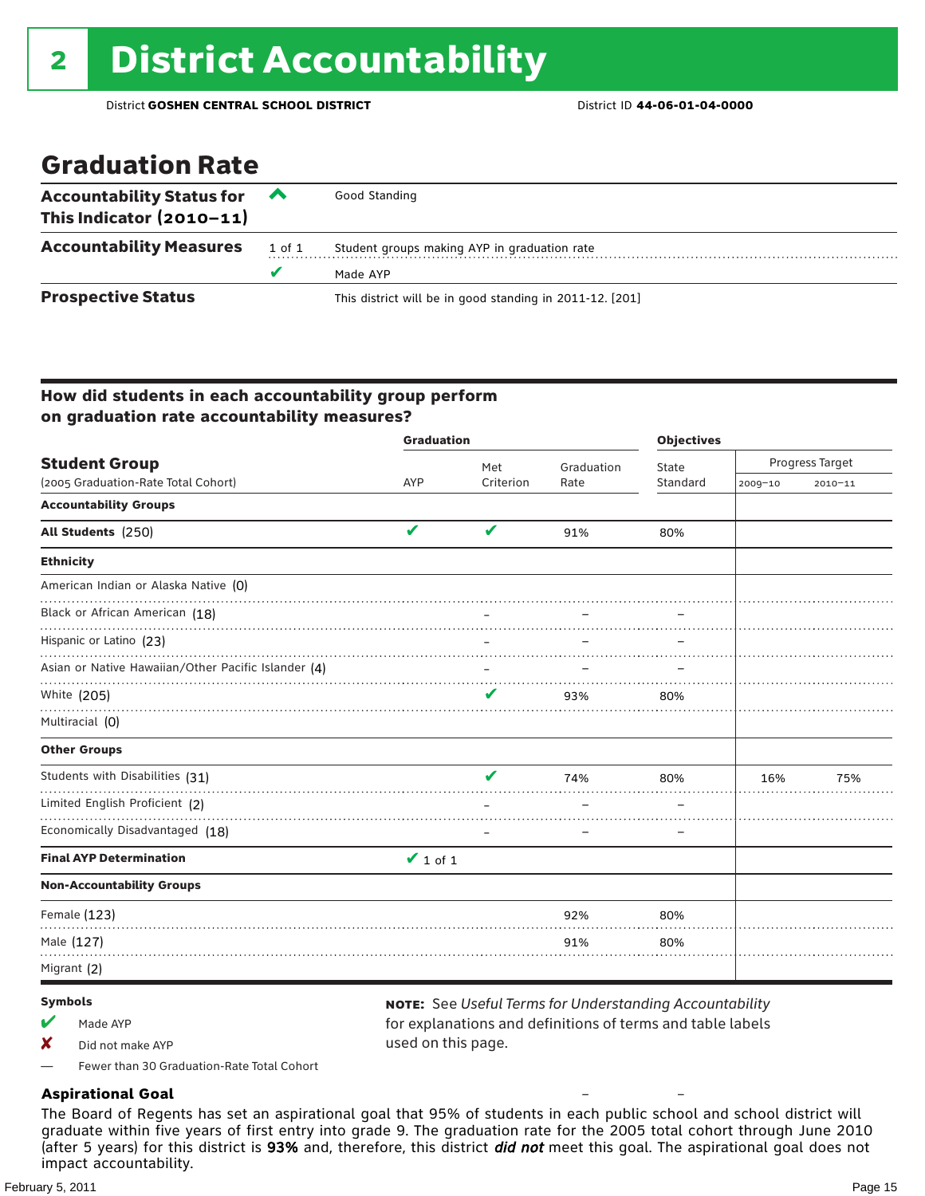# 2 District Accountability

District **GOSHEN CENTRAL SCHOOL DISTRICT** District ID **44-06-01-04-0000**

## Graduation Rate

| | | |
|---|---|---|
| **Accountability Status for This Indicator (2010–11)** | ^ | Good Standing |
| **Accountability Measures** | 1 of 1 | Student groups making AYP in graduation rate |
| | ✔ | Made AYP |
| **Prospective Status** | | This district will be in good standing in 2011-12. [201] |

### How did students in each accountability group perform on graduation rate accountability measures?

| Student Group (2005 Graduation-Rate Total Cohort) | Graduation AYP | Met Criterion | Graduation Rate | Objectives State Standard | Progress Target 2009–10 | Progress Target 2010–11 |
|---|---|---|---|---|---|---|
| **Accountability Groups** | | | | | | |
| **All Students** (250) | ✔ | ✔ | 91% | 80% | | |
| **Ethnicity** | | | | | | |
| American Indian or Alaska Native (0) | | | | | | |
| Black or African American (18) | | – | – | – | | |
| Hispanic or Latino (23) | | – | – | – | | |
| Asian or Native Hawaiian/Other Pacific Islander (4) | | – | – | – | | |
| White (205) | | ✔ | 93% | 80% | | |
| Multiracial (0) | | | | | | |
| **Other Groups** | | | | | | |
| Students with Disabilities (31) | | ✔ | 74% | 80% | 16% | 75% |
| Limited English Proficient (2) | | – | – | – | | |
| Economically Disadvantaged (18) | | – | – | – | | |
| **Final AYP Determination** | ✔ 1 of 1 | | | | | |
| **Non-Accountability Groups** | | | | | | |
| Female (123) | | | 92% | 80% | | |
| Male (127) | | | 91% | 80% | | |
| Migrant (2) | | | | | | |

**Symbols**

- ✔ Made AYP
- ✘ Did not make AYP
- — Fewer than 30 Graduation-Rate Total Cohort

**NOTE:** See *Useful Terms for Understanding Accountability* for explanations and definitions of terms and table labels used on this page.

**Aspirational Goal**

The Board of Regents has set an aspirational goal that 95% of students in each public school and school district will graduate within five years of first entry into grade 9. The graduation rate for the 2005 total cohort through June 2010 (after 5 years) for this district is **93%** and, therefore, this district ***did not*** meet this goal. The aspirational goal does not impact accountability.

February 5, 2011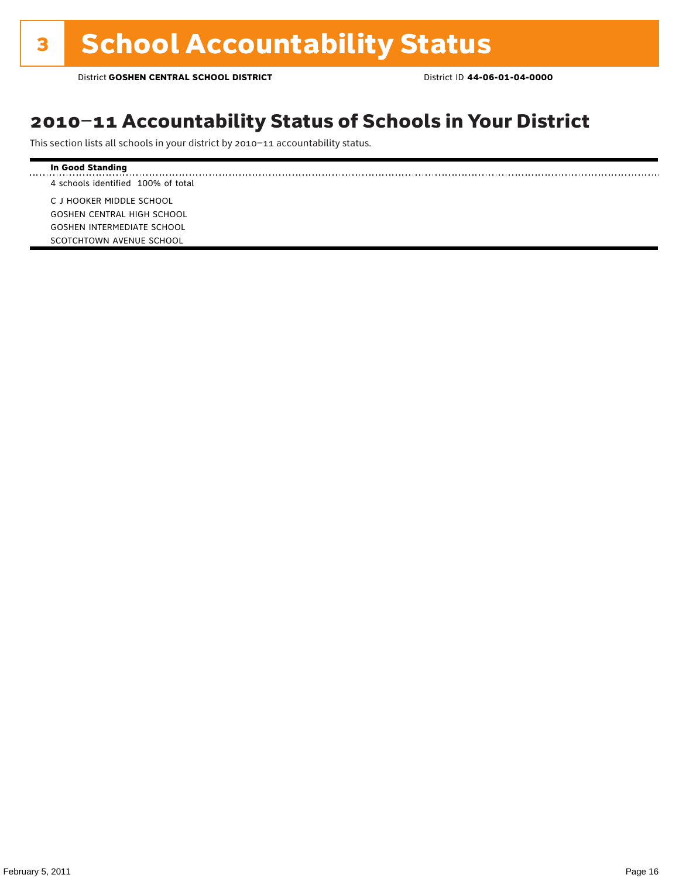# 3 School Accountability Status

District **GOSHEN CENTRAL SCHOOL DISTRICT** District ID **44-06-01-04-0000**

## 2010–11 Accountability Status of Schools in Your District

This section lists all schools in your district by 2010–11 accountability status.

**In Good Standing**

4 schools identified 100% of total

C J HOOKER MIDDLE SCHOOL
GOSHEN CENTRAL HIGH SCHOOL
GOSHEN INTERMEDIATE SCHOOL
SCOTCHTOWN AVENUE SCHOOL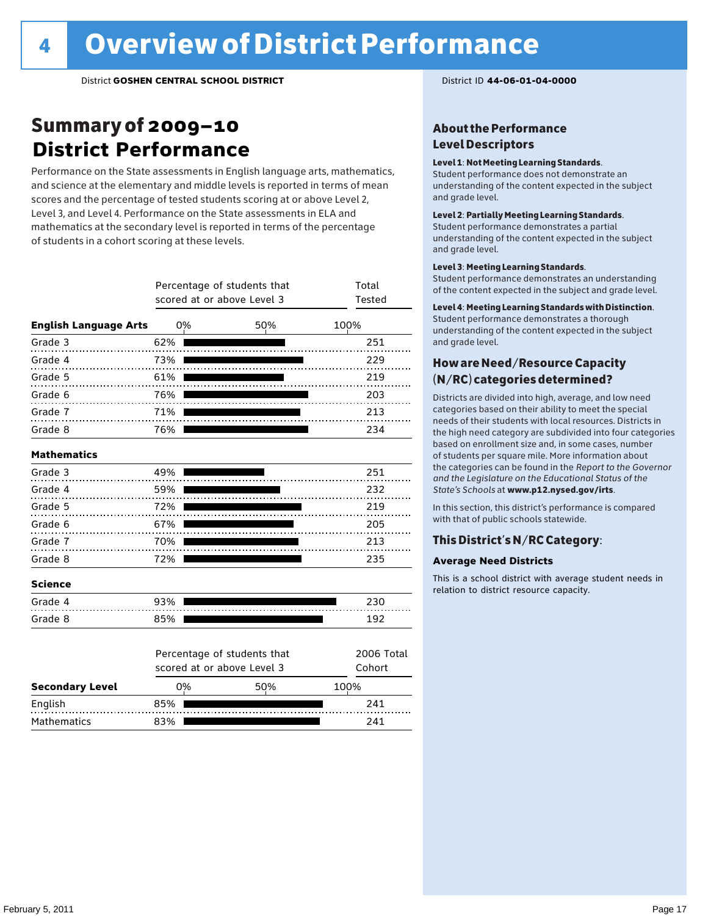# 4 Overview of District Performance

District **GOSHEN CENTRAL SCHOOL DISTRICT**

District ID **44-06-01-04-0000**

## Summary of 2009–10 District Performance

Performance on the State assessments in English language arts, mathematics, and science at the elementary and middle levels is reported in terms of mean scores and the percentage of tested students scoring at or above Level 2, Level 3, and Level 4. Performance on the State assessments in ELA and mathematics at the secondary level is reported in terms of the percentage of students in a cohort scoring at these levels.

| | Percentage of students that scored at or above Level 3 | Total Tested |
|---|---|---|
| **English Language Arts** | | |
| Grade 3 | 62% | 251 |
| Grade 4 | 73% | 229 |
| Grade 5 | 61% | 219 |
| Grade 6 | 76% | 203 |
| Grade 7 | 71% | 213 |
| Grade 8 | 76% | 234 |
| **Mathematics** | | |
| Grade 3 | 49% | 251 |
| Grade 4 | 59% | 232 |
| Grade 5 | 72% | 219 |
| Grade 6 | 67% | 205 |
| Grade 7 | 70% | 213 |
| Grade 8 | 72% | 235 |
| **Science** | | |
| Grade 4 | 93% | 230 |
| Grade 8 | 85% | 192 |

| Secondary Level | Percentage of students that scored at or above Level 3 | 2006 Total Cohort |
|---|---|---|
| English | 85% | 241 |
| Mathematics | 83% | 241 |

### About the Performance Level Descriptors

**Level 1: Not Meeting Learning Standards.** Student performance does not demonstrate an understanding of the content expected in the subject and grade level.

**Level 2: Partially Meeting Learning Standards.** Student performance demonstrates a partial understanding of the content expected in the subject and grade level.

**Level 3: Meeting Learning Standards.** Student performance demonstrates an understanding of the content expected in the subject and grade level.

**Level 4: Meeting Learning Standards with Distinction.** Student performance demonstrates a thorough understanding of the content expected in the subject and grade level.

### How are Need/Resource Capacity (N/RC) categories determined?

Districts are divided into high, average, and low need categories based on their ability to meet the special needs of their students with local resources. Districts in the high need category are subdivided into four categories based on enrollment size and, in some cases, number of students per square mile. More information about the categories can be found in the *Report to the Governor and the Legislature on the Educational Status of the State's Schools* at **www.p12.nysed.gov/irts**.

In this section, this district's performance is compared with that of public schools statewide.

### This District's N/RC Category:

**Average Need Districts**

This is a school district with average student needs in relation to district resource capacity.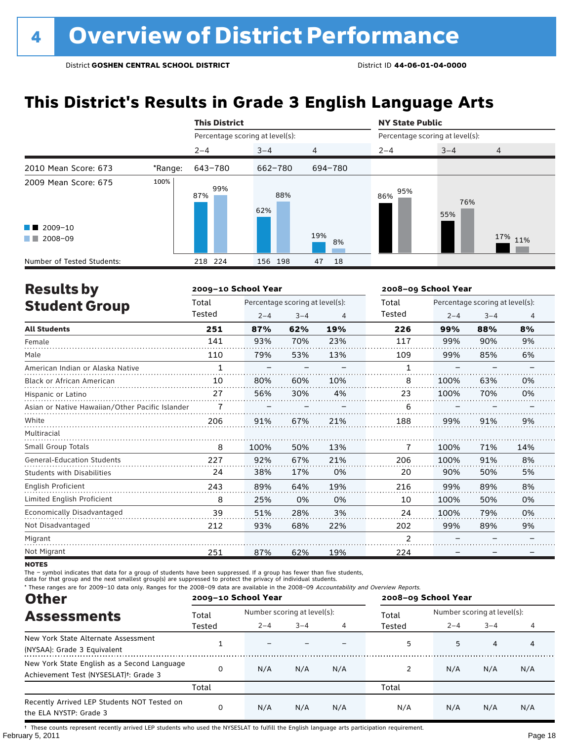# 4 Overview of District Performance

District **GOSHEN CENTRAL SCHOOL DISTRICT** District ID **44-06-01-04-0000**

## This District's Results in Grade 3 English Language Arts

| | | This District | | | NY State Public | | |
|---|---|---|---|---|---|---|---|
| | | Percentage scoring at level(s): | | | Percentage scoring at level(s): | | |
| | | 2–4 | 3–4 | 4 | 2–4 | 3–4 | 4 |
| 2010 Mean Score: 673 | *Range: | 643–780 | 662–780 | 694–780 | | | |
| 2009 Mean Score: 675 | 2009–10 | 87% | 62% | 19% | 86% | 55% | 17% |
| | 2008–09 | 99% | 88% | 8% | 95% | 76% | 11% |
| Number of Tested Students: | 2009–10 | 218 | 156 | 47 | | | |
| | 2008–09 | 224 | 198 | 18 | | | |

## Results by Student Group

| | 2009–10 School Year | | | | 2008–09 School Year | | | |
|---|---|---|---|---|---|---|---|---|
| | Total Tested | Percentage scoring at level(s): 2–4 | 3–4 | 4 | Total Tested | Percentage scoring at level(s): 2–4 | 3–4 | 4 |
| **All Students** | **251** | **87%** | **62%** | **19%** | **226** | **99%** | **88%** | **8%** |
| Female | 141 | 93% | 70% | 23% | 117 | 99% | 90% | 9% |
| Male | 110 | 79% | 53% | 13% | 109 | 99% | 85% | 6% |
| American Indian or Alaska Native | 1 | – | – | – | 1 | – | – | – |
| Black or African American | 10 | 80% | 60% | 10% | 8 | 100% | 63% | 0% |
| Hispanic or Latino | 27 | 56% | 30% | 4% | 23 | 100% | 70% | 0% |
| Asian or Native Hawaiian/Other Pacific Islander | 7 | – | – | – | 6 | – | – | – |
| White | 206 | 91% | 67% | 21% | 188 | 99% | 91% | 9% |
| Multiracial | | | | | | | | |
| Small Group Totals | 8 | 100% | 50% | 13% | 7 | 100% | 71% | 14% |
| General-Education Students | 227 | 92% | 67% | 21% | 206 | 100% | 91% | 8% |
| Students with Disabilities | 24 | 38% | 17% | 0% | 20 | 90% | 50% | 5% |
| English Proficient | 243 | 89% | 64% | 19% | 216 | 99% | 89% | 8% |
| Limited English Proficient | 8 | 25% | 0% | 0% | 10 | 100% | 50% | 0% |
| Economically Disadvantaged | 39 | 51% | 28% | 3% | 24 | 100% | 79% | 0% |
| Not Disadvantaged | 212 | 93% | 68% | 22% | 202 | 99% | 89% | 9% |
| Migrant | | | | | 2 | – | – | – |
| Not Migrant | 251 | 87% | 62% | 19% | 224 | – | – | – |

**NOTES**

The – symbol indicates that data for a group of students have been suppressed. If a group has fewer than five students, data for that group and the next smallest group(s) are suppressed to protect the privacy of individual students.

\* These ranges are for 2009–10 data only. Ranges for the 2008–09 data are available in the 2008–09 *Accountability and Overview Reports.*

## Other Assessments

| | 2009–10 School Year | | | | 2008–09 School Year | | | |
|---|---|---|---|---|---|---|---|---|
| | Total Tested | Number scoring at level(s): 2–4 | 3–4 | 4 | Total Tested | Number scoring at level(s): 2–4 | 3–4 | 4 |
| New York State Alternate Assessment (NYSAA): Grade 3 Equivalent | 1 | – | – | – | 5 | 5 | 4 | 4 |
| New York State English as a Second Language Achievement Test (NYSESLAT)†: Grade 3 | 0 | N/A | N/A | N/A | 2 | N/A | N/A | N/A |
| | Total | | | | Total | | | |
| Recently Arrived LEP Students NOT Tested on the ELA NYSTP: Grade 3 | 0 | N/A | N/A | N/A | N/A | N/A | N/A | N/A |

† These counts represent recently arrived LEP students who used the NYSESLAT to fulfill the English language arts participation requirement.

February 5, 2011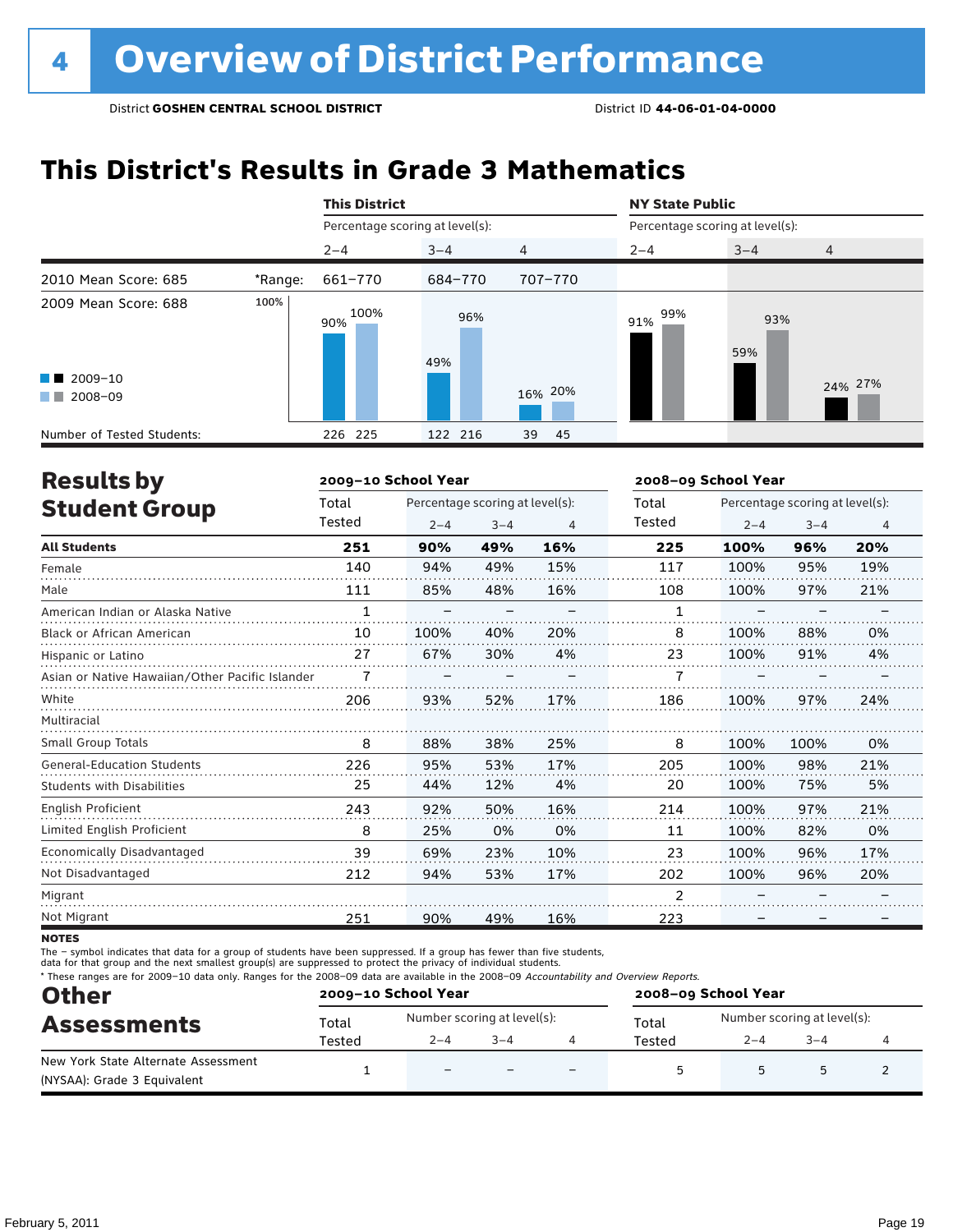# 4 Overview of District Performance

District **GOSHEN CENTRAL SCHOOL DISTRICT** District ID **44-06-01-04-0000**

## This District's Results in Grade 3 Mathematics

| | | This District | | | NY State Public | | |
|---|---|---|---|---|---|---|---|
| | | Percentage scoring at level(s): | | | Percentage scoring at level(s): | | |
| | | 2–4 | 3–4 | 4 | 2–4 | 3–4 | 4 |
| 2010 Mean Score: 685 | *Range: | 661–770 | 684–770 | 707–770 | | | |
| 2009 Mean Score: 688 | 2009–10 | 90% | 49% | 16% | 91% | 59% | 24% |
| | 2008–09 | 100% | 96% | 20% | 99% | 93% | 27% |
| Number of Tested Students: | 2009–10 | 226 | 122 | 39 | | | |
| | 2008–09 | 225 | 216 | 45 | | | |

## Results by Student Group

| | 2009–10 School Year | | | | 2008–09 School Year | | | |
|---|---|---|---|---|---|---|---|---|
| | Total Tested | Percentage scoring at level(s): 2–4 | 3–4 | 4 | Total Tested | Percentage scoring at level(s): 2–4 | 3–4 | 4 |
| **All Students** | **251** | **90%** | **49%** | **16%** | **225** | **100%** | **96%** | **20%** |
| Female | 140 | 94% | 49% | 15% | 117 | 100% | 95% | 19% |
| Male | 111 | 85% | 48% | 16% | 108 | 100% | 97% | 21% |
| American Indian or Alaska Native | 1 | – | – | – | 1 | – | – | – |
| Black or African American | 10 | 100% | 40% | 20% | 8 | 100% | 88% | 0% |
| Hispanic or Latino | 27 | 67% | 30% | 4% | 23 | 100% | 91% | 4% |
| Asian or Native Hawaiian/Other Pacific Islander | 7 | – | – | – | 7 | – | – | – |
| White | 206 | 93% | 52% | 17% | 186 | 100% | 97% | 24% |
| Multiracial | | | | | | | | |
| Small Group Totals | 8 | 88% | 38% | 25% | 8 | 100% | 100% | 0% |
| General-Education Students | 226 | 95% | 53% | 17% | 205 | 100% | 98% | 21% |
| Students with Disabilities | 25 | 44% | 12% | 4% | 20 | 100% | 75% | 5% |
| English Proficient | 243 | 92% | 50% | 16% | 214 | 100% | 97% | 21% |
| Limited English Proficient | 8 | 25% | 0% | 0% | 11 | 100% | 82% | 0% |
| Economically Disadvantaged | 39 | 69% | 23% | 10% | 23 | 100% | 96% | 17% |
| Not Disadvantaged | 212 | 94% | 53% | 17% | 202 | 100% | 96% | 20% |
| Migrant | | | | | 2 | – | – | – |
| Not Migrant | 251 | 90% | 49% | 16% | 223 | – | – | – |

**NOTES**

The – symbol indicates that data for a group of students have been suppressed. If a group has fewer than five students, data for that group and the next smallest group(s) are suppressed to protect the privacy of individual students.

* These ranges are for 2009–10 data only. Ranges for the 2008–09 data are available in the 2008–09 *Accountability and Overview Reports*.

## Other Assessments

| | 2009–10 School Year | | | | 2008–09 School Year | | | |
|---|---|---|---|---|---|---|---|---|
| | Total Tested | Number scoring at level(s): 2–4 | 3–4 | 4 | Total Tested | Number scoring at level(s): 2–4 | 3–4 | 4 |
| New York State Alternate Assessment (NYSAA): Grade 3 Equivalent | 1 | – | – | – | 5 | 5 | 5 | 2 |

February 5, 2011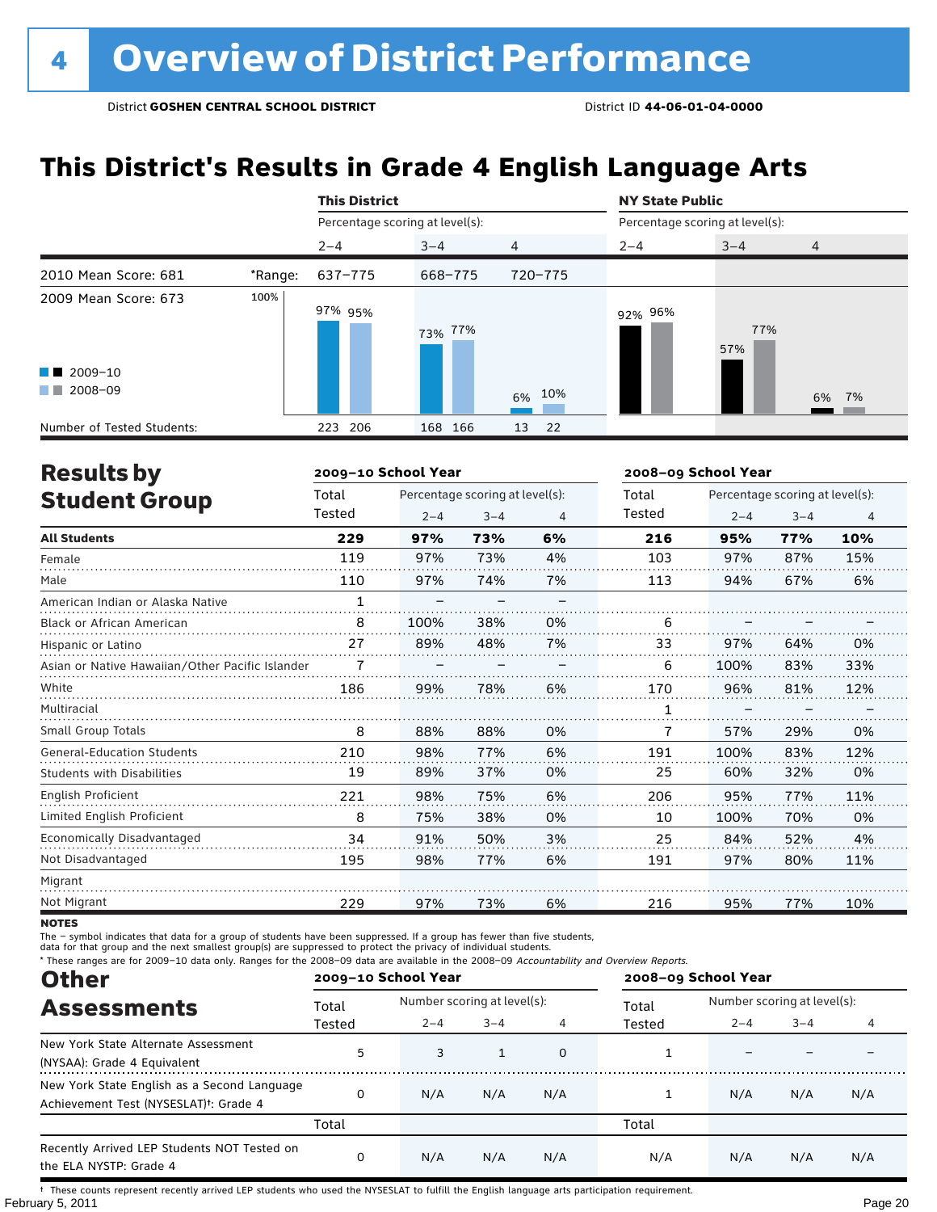# 4 Overview of District Performance

District **GOSHEN CENTRAL SCHOOL DISTRICT** District ID **44-06-01-04-0000**

## This District's Results in Grade 4 English Language Arts

| | | This District | | | NY State Public | | |
|---|---|---|---|---|---|---|---|
| | | Percentage scoring at level(s): | | | Percentage scoring at level(s): | | |
| | | 2–4 | 3–4 | 4 | 2–4 | 3–4 | 4 |
| 2010 Mean Score: 681 | *Range: | 637–775 | 668–775 | 720–775 | | | |
| 2009 Mean Score: 673 | 2009–10 | 97% | 73% | 6% | 92% | 57% | 6% |
| | 2008–09 | 95% | 77% | 10% | 96% | 77% | 7% |
| Number of Tested Students: | 2009–10 | 223 | 168 | 13 | | | |
| | 2008–09 | 206 | 166 | 22 | | | |

## Results by Student Group

| | 2009–10 School Year | | | | 2008–09 School Year | | | |
|---|---|---|---|---|---|---|---|---|
| | Total Tested | Percentage scoring at level(s): 2–4 | 3–4 | 4 | Total Tested | Percentage scoring at level(s): 2–4 | 3–4 | 4 |
| **All Students** | **229** | **97%** | **73%** | **6%** | **216** | **95%** | **77%** | **10%** |
| Female | 119 | 97% | 73% | 4% | 103 | 97% | 87% | 15% |
| Male | 110 | 97% | 74% | 7% | 113 | 94% | 67% | 6% |
| American Indian or Alaska Native | 1 | – | – | – | | | | |
| Black or African American | 8 | 100% | 38% | 0% | 6 | – | – | – |
| Hispanic or Latino | 27 | 89% | 48% | 7% | 33 | 97% | 64% | 0% |
| Asian or Native Hawaiian/Other Pacific Islander | 7 | – | – | – | 6 | 100% | 83% | 33% |
| White | 186 | 99% | 78% | 6% | 170 | 96% | 81% | 12% |
| Multiracial | | | | | 1 | – | – | – |
| Small Group Totals | 8 | 88% | 88% | 0% | 7 | 57% | 29% | 0% |
| General-Education Students | 210 | 98% | 77% | 6% | 191 | 100% | 83% | 12% |
| Students with Disabilities | 19 | 89% | 37% | 0% | 25 | 60% | 32% | 0% |
| English Proficient | 221 | 98% | 75% | 6% | 206 | 95% | 77% | 11% |
| Limited English Proficient | 8 | 75% | 38% | 0% | 10 | 100% | 70% | 0% |
| Economically Disadvantaged | 34 | 91% | 50% | 3% | 25 | 84% | 52% | 4% |
| Not Disadvantaged | 195 | 98% | 77% | 6% | 191 | 97% | 80% | 11% |
| Migrant | | | | | | | | |
| Not Migrant | 229 | 97% | 73% | 6% | 216 | 95% | 77% | 10% |

**NOTES**

The – symbol indicates that data for a group of students have been suppressed. If a group has fewer than five students, data for that group and the next smallest group(s) are suppressed to protect the privacy of individual students.

* These ranges are for 2009–10 data only. Ranges for the 2008–09 data are available in the 2008–09 *Accountability and Overview Reports*.

## Other Assessments

| | 2009–10 School Year | | | | 2008–09 School Year | | | |
|---|---|---|---|---|---|---|---|---|
| | Total Tested | Number scoring at level(s): 2–4 | 3–4 | 4 | Total Tested | Number scoring at level(s): 2–4 | 3–4 | 4 |
| New York State Alternate Assessment (NYSAA): Grade 4 Equivalent | 5 | 3 | 1 | 0 | 1 | – | – | – |
| New York State English as a Second Language Achievement Test (NYSESLAT)†: Grade 4 | 0 | N/A | N/A | N/A | 1 | N/A | N/A | N/A |
| | Total | | | | Total | | | |
| Recently Arrived LEP Students NOT Tested on the ELA NYSTP: Grade 4 | 0 | N/A | N/A | N/A | N/A | N/A | N/A | N/A |

† These counts represent recently arrived LEP students who used the NYSESLAT to fulfill the English language arts participation requirement.

February 5, 2011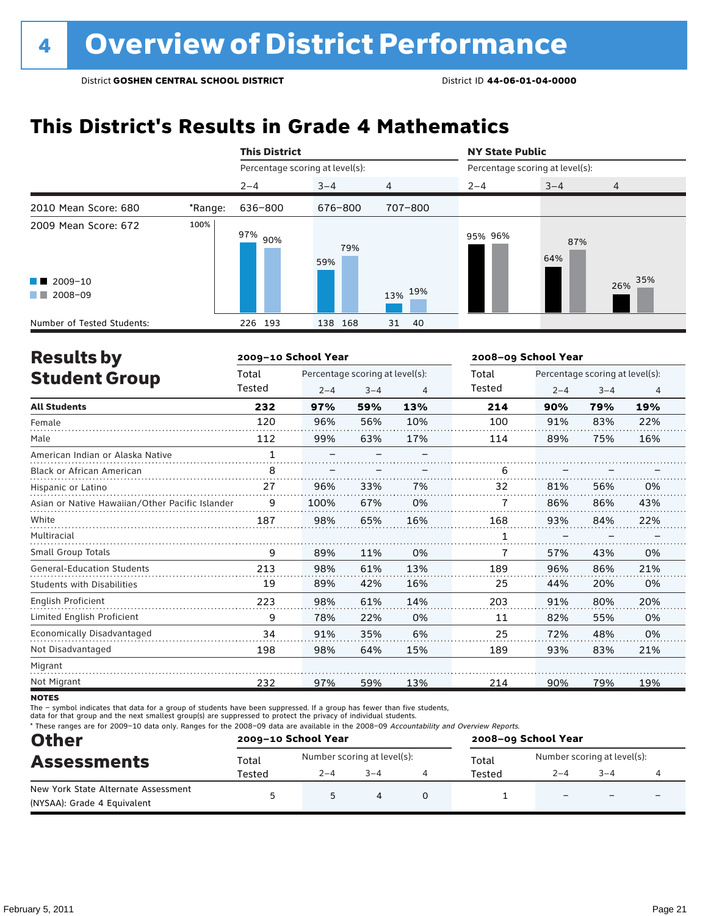# 4 Overview of District Performance

District **GOSHEN CENTRAL SCHOOL DISTRICT** District ID **44-06-01-04-0000**

## This District's Results in Grade 4 Mathematics

| | | This District | | | NY State Public | | |
|---|---|---|---|---|---|---|---|
| | | Percentage scoring at level(s): | | | Percentage scoring at level(s): | | |
| | | 2–4 | 3–4 | 4 | 2–4 | 3–4 | 4 |
| 2010 Mean Score: 680 | *Range: | 636–800 | 676–800 | 707–800 | | | |
| 2009 Mean Score: 672 | | | | | | | |
| 2009–10 | | 97% | 59% | 13% | 95% | 64% | 26% |
| 2008–09 | | 90% | 79% | 19% | 96% | 87% | 35% |
| Number of Tested Students: | | 226 193 | 138 168 | 31 40 | | | |

## Results by Student Group

| | 2009–10 School Year | | | | 2008–09 School Year | | | |
|---|---|---|---|---|---|---|---|---|
| | Total Tested | Percentage scoring at level(s): 2–4 | 3–4 | 4 | Total Tested | Percentage scoring at level(s): 2–4 | 3–4 | 4 |
| **All Students** | **232** | **97%** | **59%** | **13%** | **214** | **90%** | **79%** | **19%** |
| Female | 120 | 96% | 56% | 10% | 100 | 91% | 83% | 22% |
| Male | 112 | 99% | 63% | 17% | 114 | 89% | 75% | 16% |
| American Indian or Alaska Native | 1 | – | – | – | | | | |
| Black or African American | 8 | – | – | – | 6 | – | – | – |
| Hispanic or Latino | 27 | 96% | 33% | 7% | 32 | 81% | 56% | 0% |
| Asian or Native Hawaiian/Other Pacific Islander | 9 | 100% | 67% | 0% | 7 | 86% | 86% | 43% |
| White | 187 | 98% | 65% | 16% | 168 | 93% | 84% | 22% |
| Multiracial | | | | | 1 | – | – | – |
| Small Group Totals | 9 | 89% | 11% | 0% | 7 | 57% | 43% | 0% |
| General-Education Students | 213 | 98% | 61% | 13% | 189 | 96% | 86% | 21% |
| Students with Disabilities | 19 | 89% | 42% | 16% | 25 | 44% | 20% | 0% |
| English Proficient | 223 | 98% | 61% | 14% | 203 | 91% | 80% | 20% |
| Limited English Proficient | 9 | 78% | 22% | 0% | 11 | 82% | 55% | 0% |
| Economically Disadvantaged | 34 | 91% | 35% | 6% | 25 | 72% | 48% | 0% |
| Not Disadvantaged | 198 | 98% | 64% | 15% | 189 | 93% | 83% | 21% |
| Migrant | | | | | | | | |
| Not Migrant | 232 | 97% | 59% | 13% | 214 | 90% | 79% | 19% |

**NOTES**

The – symbol indicates that data for a group of students have been suppressed. If a group has fewer than five students, data for that group and the next smallest group(s) are suppressed to protect the privacy of individual students.

\* These ranges are for 2009–10 data only. Ranges for the 2008–09 data are available in the 2008–09 *Accountability and Overview Reports*.

## Other Assessments

| | 2009–10 School Year | | | | 2008–09 School Year | | | |
|---|---|---|---|---|---|---|---|---|
| | Total Tested | Number scoring at level(s): 2–4 | 3–4 | 4 | Total Tested | Number scoring at level(s): 2–4 | 3–4 | 4 |
| New York State Alternate Assessment (NYSAA): Grade 4 Equivalent | 5 | 5 | 4 | 0 | 1 | – | – | – |

February 5, 2011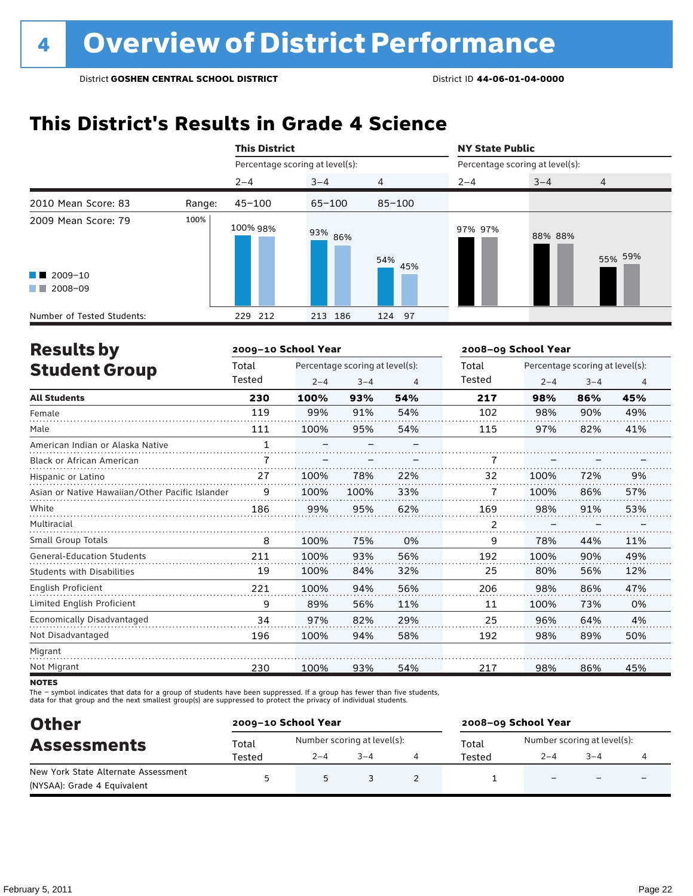# 4 Overview of District Performance

District **GOSHEN CENTRAL SCHOOL DISTRICT** District ID **44-06-01-04-0000**

## This District's Results in Grade 4 Science

| | | This District | | | NY State Public | | |
|---|---|---|---|---|---|---|---|
| | | Percentage scoring at level(s): | | | Percentage scoring at level(s): | | |
| | | 2–4 | 3–4 | 4 | 2–4 | 3–4 | 4 |
| 2010 Mean Score: 83 | Range: | 45–100 | 65–100 | 85–100 | | | |
| 2009 Mean Score: 79 | 2009–10 | 100% | 93% | 54% | 97% | 88% | 55% |
| | 2008–09 | 98% | 86% | 45% | 97% | 88% | 59% |
| Number of Tested Students: | 2009–10 | 229 | 213 | 124 | | | |
| | 2008–09 | 212 | 186 | 97 | | | |

## Results by Student Group

| | 2009–10 School Year | | | | 2008–09 School Year | | | |
|---|---|---|---|---|---|---|---|---|
| | Total Tested | Percentage scoring at level(s): 2–4 | 3–4 | 4 | Total Tested | Percentage scoring at level(s): 2–4 | 3–4 | 4 |
| **All Students** | **230** | **100%** | **93%** | **54%** | **217** | **98%** | **86%** | **45%** |
| Female | 119 | 99% | 91% | 54% | 102 | 98% | 90% | 49% |
| Male | 111 | 100% | 95% | 54% | 115 | 97% | 82% | 41% |
| American Indian or Alaska Native | 1 | – | – | – | | | | |
| Black or African American | 7 | – | – | – | 7 | – | – | – |
| Hispanic or Latino | 27 | 100% | 78% | 22% | 32 | 100% | 72% | 9% |
| Asian or Native Hawaiian/Other Pacific Islander | 9 | 100% | 100% | 33% | 7 | 100% | 86% | 57% |
| White | 186 | 99% | 95% | 62% | 169 | 98% | 91% | 53% |
| Multiracial | | | | | 2 | – | – | – |
| Small Group Totals | 8 | 100% | 75% | 0% | 9 | 78% | 44% | 11% |
| General-Education Students | 211 | 100% | 93% | 56% | 192 | 100% | 90% | 49% |
| Students with Disabilities | 19 | 100% | 84% | 32% | 25 | 80% | 56% | 12% |
| English Proficient | 221 | 100% | 94% | 56% | 206 | 98% | 86% | 47% |
| Limited English Proficient | 9 | 89% | 56% | 11% | 11 | 100% | 73% | 0% |
| Economically Disadvantaged | 34 | 97% | 82% | 29% | 25 | 96% | 64% | 4% |
| Not Disadvantaged | 196 | 100% | 94% | 58% | 192 | 98% | 89% | 50% |
| Migrant | | | | | | | | |
| Not Migrant | 230 | 100% | 93% | 54% | 217 | 98% | 86% | 45% |

**NOTES**

The – symbol indicates that data for a group of students have been suppressed. If a group has fewer than five students, data for that group and the next smallest group(s) are suppressed to protect the privacy of individual students.

## Other Assessments

| | 2009–10 School Year | | | | 2008–09 School Year | | | |
|---|---|---|---|---|---|---|---|---|
| | Total Tested | Number scoring at level(s): 2–4 | 3–4 | 4 | Total Tested | Number scoring at level(s): 2–4 | 3–4 | 4 |
| New York State Alternate Assessment (NYSAA): Grade 4 Equivalent | 5 | 5 | 3 | 2 | 1 | – | – | – |

February 5, 2011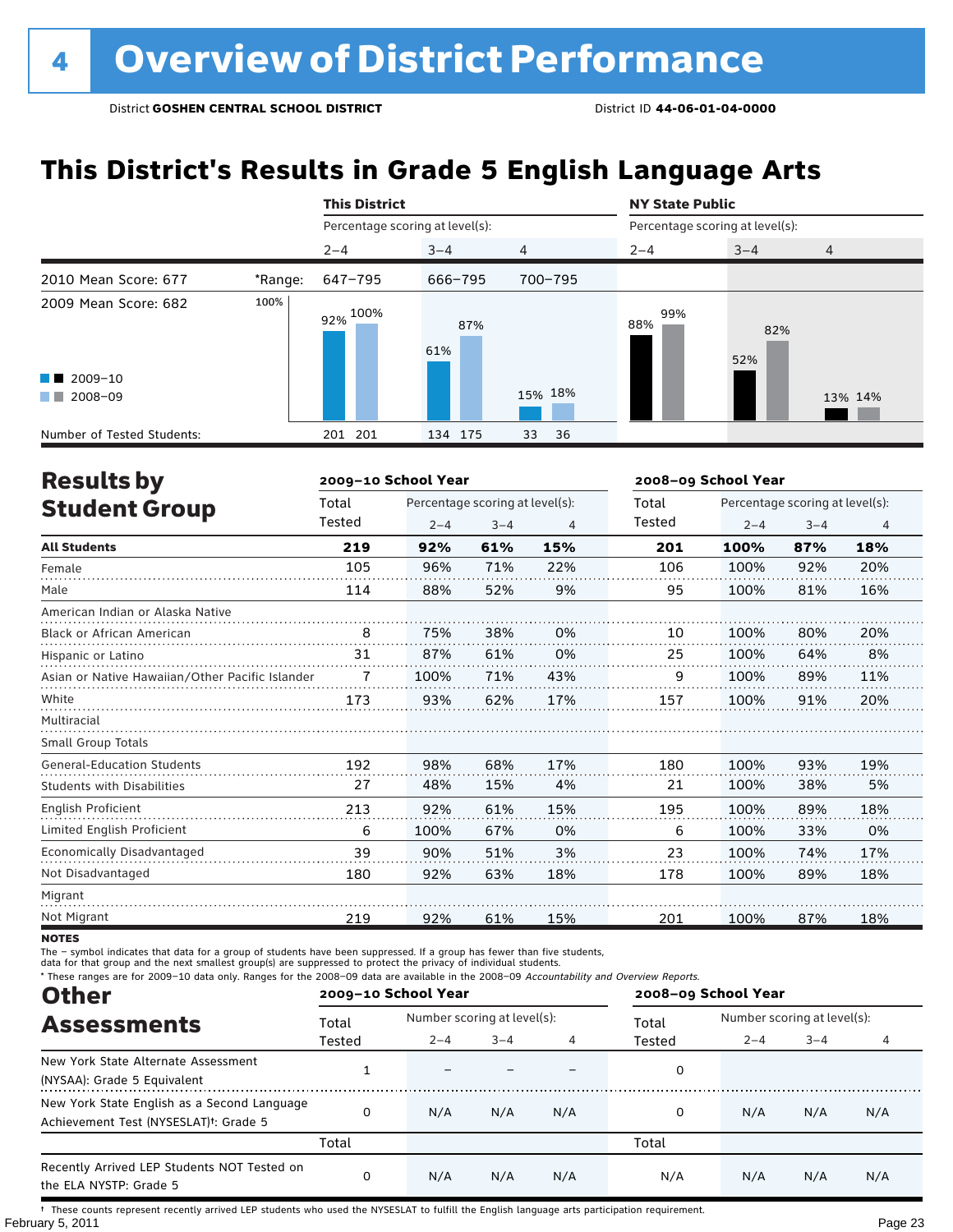# 4 Overview of District Performance

District **GOSHEN CENTRAL SCHOOL DISTRICT** District ID **44-06-01-04-0000**

## This District's Results in Grade 5 English Language Arts

| | | This District | | | NY State Public | | |
|---|---|---|---|---|---|---|---|
| | | Percentage scoring at level(s): | | | Percentage scoring at level(s): | | |
| | | 2–4 | 3–4 | 4 | 2–4 | 3–4 | 4 |
| 2010 Mean Score: 677 | *Range: | 647–795 | 666–795 | 700–795 | | | |
| 2009 Mean Score: 682 | | | | | | | |
| 2009–10 | | 92% | 61% | 15% | 88% | 52% | 13% |
| 2008–09 | | 100% | 87% | 18% | 99% | 82% | 14% |
| Number of Tested Students: 2009–10 | | 201 | 134 | 33 | | | |
| Number of Tested Students: 2008–09 | | 201 | 175 | 36 | | | |

## Results by Student Group

| | 2009–10 School Year | | | | 2008–09 School Year | | | |
|---|---|---|---|---|---|---|---|---|
| | Total Tested | Percentage scoring at level(s): 2–4 | 3–4 | 4 | Total Tested | Percentage scoring at level(s): 2–4 | 3–4 | 4 |
| **All Students** | **219** | **92%** | **61%** | **15%** | **201** | **100%** | **87%** | **18%** |
| Female | 105 | 96% | 71% | 22% | 106 | 100% | 92% | 20% |
| Male | 114 | 88% | 52% | 9% | 95 | 100% | 81% | 16% |
| American Indian or Alaska Native | | | | | | | | |
| Black or African American | 8 | 75% | 38% | 0% | 10 | 100% | 80% | 20% |
| Hispanic or Latino | 31 | 87% | 61% | 0% | 25 | 100% | 64% | 8% |
| Asian or Native Hawaiian/Other Pacific Islander | 7 | 100% | 71% | 43% | 9 | 100% | 89% | 11% |
| White | 173 | 93% | 62% | 17% | 157 | 100% | 91% | 20% |
| Multiracial | | | | | | | | |
| Small Group Totals | | | | | | | | |
| General-Education Students | 192 | 98% | 68% | 17% | 180 | 100% | 93% | 19% |
| Students with Disabilities | 27 | 48% | 15% | 4% | 21 | 100% | 38% | 5% |
| English Proficient | 213 | 92% | 61% | 15% | 195 | 100% | 89% | 18% |
| Limited English Proficient | 6 | 100% | 67% | 0% | 6 | 100% | 33% | 0% |
| Economically Disadvantaged | 39 | 90% | 51% | 3% | 23 | 100% | 74% | 17% |
| Not Disadvantaged | 180 | 92% | 63% | 18% | 178 | 100% | 89% | 18% |
| Migrant | | | | | | | | |
| Not Migrant | 219 | 92% | 61% | 15% | 201 | 100% | 87% | 18% |

**NOTES**

The – symbol indicates that data for a group of students have been suppressed. If a group has fewer than five students, data for that group and the next smallest group(s) are suppressed to protect the privacy of individual students.

* These ranges are for 2009–10 data only. Ranges for the 2008–09 data are available in the 2008–09 *Accountability and Overview Reports.*

## Other Assessments

| | 2009–10 School Year | | | | 2008–09 School Year | | | |
|---|---|---|---|---|---|---|---|---|
| | Total Tested | Number scoring at level(s): 2–4 | 3–4 | 4 | Total Tested | Number scoring at level(s): 2–4 | 3–4 | 4 |
| New York State Alternate Assessment (NYSAA): Grade 5 Equivalent | 1 | – | – | – | 0 | | | |
| New York State English as a Second Language Achievement Test (NYSESLAT)†: Grade 5 | 0 | N/A | N/A | N/A | 0 | N/A | N/A | N/A |
| | Total | | | | Total | | | |
| Recently Arrived LEP Students NOT Tested on the ELA NYSTP: Grade 5 | 0 | N/A | N/A | N/A | N/A | N/A | N/A | N/A |

† These counts represent recently arrived LEP students who used the NYSESLAT to fulfill the English language arts participation requirement.

February 5, 2011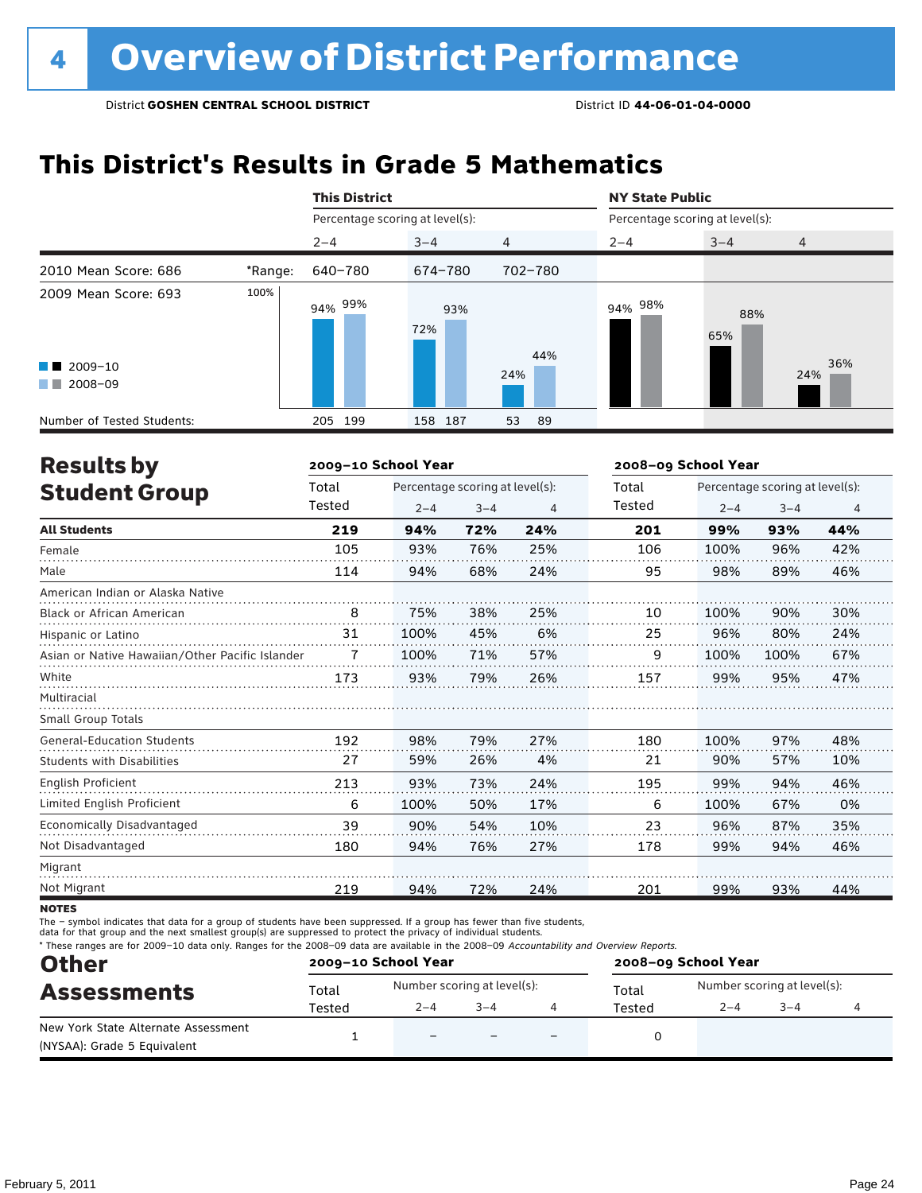# 4 Overview of District Performance

District **GOSHEN CENTRAL SCHOOL DISTRICT** District ID **44-06-01-04-0000**

## This District's Results in Grade 5 Mathematics

| | | This District | | | NY State Public | | |
|---|---|---|---|---|---|---|---|
| | | Percentage scoring at level(s): | | | Percentage scoring at level(s): | | |
| | | 2–4 | 3–4 | 4 | 2–4 | 3–4 | 4 |
| 2010 Mean Score: 686 | *Range: | 640–780 | 674–780 | 702–780 | | | |
| 2009 Mean Score: 693 | | | | | | | |
| 2009–10 | | 94% | 72% | 24% | 94% | 65% | 24% |
| 2008–09 | | 99% | 93% | 44% | 98% | 88% | 36% |
| Number of Tested Students: 2009–10 | | 205 | 158 | 53 | | | |
| Number of Tested Students: 2008–09 | | 199 | 187 | 89 | | | |

## Results by Student Group

| | 2009–10 School Year | | | | 2008–09 School Year | | | |
|---|---|---|---|---|---|---|---|---|
| | Total Tested | Percentage scoring at level(s): 2–4 | 3–4 | 4 | Total Tested | Percentage scoring at level(s): 2–4 | 3–4 | 4 |
| **All Students** | **219** | **94%** | **72%** | **24%** | **201** | **99%** | **93%** | **44%** |
| Female | 105 | 93% | 76% | 25% | 106 | 100% | 96% | 42% |
| Male | 114 | 94% | 68% | 24% | 95 | 98% | 89% | 46% |
| American Indian or Alaska Native | | | | | | | | |
| Black or African American | 8 | 75% | 38% | 25% | 10 | 100% | 90% | 30% |
| Hispanic or Latino | 31 | 100% | 45% | 6% | 25 | 96% | 80% | 24% |
| Asian or Native Hawaiian/Other Pacific Islander | 7 | 100% | 71% | 57% | 9 | 100% | 100% | 67% |
| White | 173 | 93% | 79% | 26% | 157 | 99% | 95% | 47% |
| Multiracial | | | | | | | | |
| Small Group Totals | | | | | | | | |
| General-Education Students | 192 | 98% | 79% | 27% | 180 | 100% | 97% | 48% |
| Students with Disabilities | 27 | 59% | 26% | 4% | 21 | 90% | 57% | 10% |
| English Proficient | 213 | 93% | 73% | 24% | 195 | 99% | 94% | 46% |
| Limited English Proficient | 6 | 100% | 50% | 17% | 6 | 100% | 67% | 0% |
| Economically Disadvantaged | 39 | 90% | 54% | 10% | 23 | 96% | 87% | 35% |
| Not Disadvantaged | 180 | 94% | 76% | 27% | 178 | 99% | 94% | 46% |
| Migrant | | | | | | | | |
| Not Migrant | 219 | 94% | 72% | 24% | 201 | 99% | 93% | 44% |

**NOTES**

The – symbol indicates that data for a group of students have been suppressed. If a group has fewer than five students, data for that group and the next smallest group(s) are suppressed to protect the privacy of individual students.

* These ranges are for 2009–10 data only. Ranges for the 2008–09 data are available in the 2008–09 *Accountability and Overview Reports*.

## Other Assessments

| | 2009–10 School Year | | | | 2008–09 School Year | | | |
|---|---|---|---|---|---|---|---|---|
| | Total Tested | Number scoring at level(s): 2–4 | 3–4 | 4 | Total Tested | Number scoring at level(s): 2–4 | 3–4 | 4 |
| New York State Alternate Assessment (NYSAA): Grade 5 Equivalent | 1 | – | – | – | 0 | | | |

February 5, 2011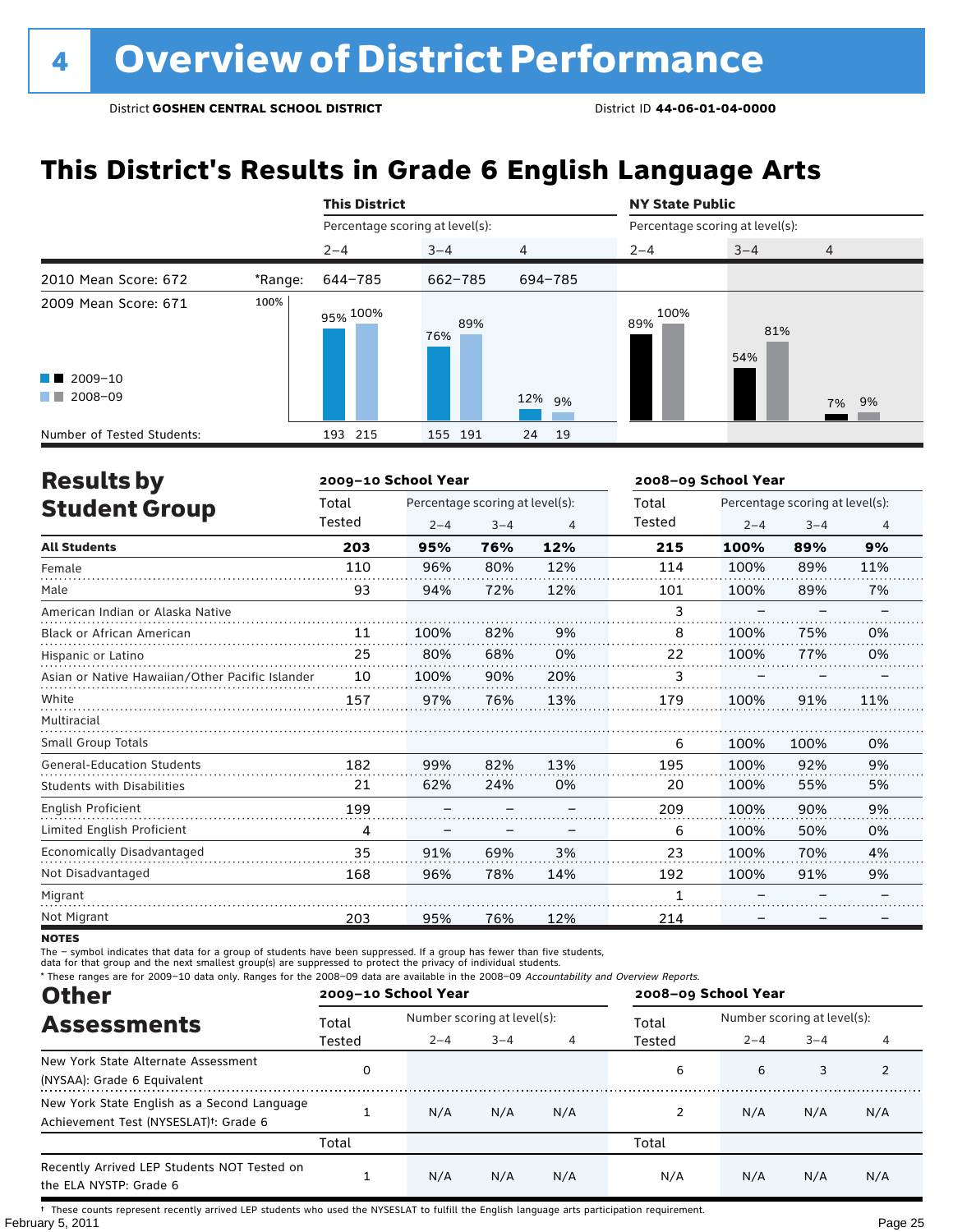# 4 Overview of District Performance

District **GOSHEN CENTRAL SCHOOL DISTRICT** District ID **44-06-01-04-0000**

## This District's Results in Grade 6 English Language Arts

| | | This District | | | NY State Public | | |
|---|---|---|---|---|---|---|---|
| | | Percentage scoring at level(s): | | | Percentage scoring at level(s): | | |
| | | 2–4 | 3–4 | 4 | 2–4 | 3–4 | 4 |
| 2010 Mean Score: 672 | *Range: | 644–785 | 662–785 | 694–785 | | | |
| 2009 Mean Score: 671 | | | | | | | |
| 2009–10 | | 95% | 76% | 12% | 89% | 54% | 7% |
| 2008–09 | | 100% | 89% | 9% | 100% | 81% | 9% |
| Number of Tested Students: 2009–10 | | 193 | 155 | 24 | | | |
| Number of Tested Students: 2008–09 | | 215 | 191 | 19 | | | |

## Results by Student Group

| | 2009–10 School Year | | | | 2008–09 School Year | | | |
|---|---|---|---|---|---|---|---|---|
| | Total Tested | Percentage scoring at level(s): 2–4 | 3–4 | 4 | Total Tested | Percentage scoring at level(s): 2–4 | 3–4 | 4 |
| **All Students** | **203** | **95%** | **76%** | **12%** | **215** | **100%** | **89%** | **9%** |
| Female | 110 | 96% | 80% | 12% | 114 | 100% | 89% | 11% |
| Male | 93 | 94% | 72% | 12% | 101 | 100% | 89% | 7% |
| American Indian or Alaska Native | | | | | 3 | – | – | – |
| Black or African American | 11 | 100% | 82% | 9% | 8 | 100% | 75% | 0% |
| Hispanic or Latino | 25 | 80% | 68% | 0% | 22 | 100% | 77% | 0% |
| Asian or Native Hawaiian/Other Pacific Islander | 10 | 100% | 90% | 20% | 3 | – | – | – |
| White | 157 | 97% | 76% | 13% | 179 | 100% | 91% | 11% |
| Multiracial | | | | | | | | |
| Small Group Totals | | | | | 6 | 100% | 100% | 0% |
| General-Education Students | 182 | 99% | 82% | 13% | 195 | 100% | 92% | 9% |
| Students with Disabilities | 21 | 62% | 24% | 0% | 20 | 100% | 55% | 5% |
| English Proficient | 199 | – | – | – | 209 | 100% | 90% | 9% |
| Limited English Proficient | 4 | – | – | – | 6 | 100% | 50% | 0% |
| Economically Disadvantaged | 35 | 91% | 69% | 3% | 23 | 100% | 70% | 4% |
| Not Disadvantaged | 168 | 96% | 78% | 14% | 192 | 100% | 91% | 9% |
| Migrant | | | | | 1 | – | – | – |
| Not Migrant | 203 | 95% | 76% | 12% | 214 | – | – | – |

**NOTES**

The – symbol indicates that data for a group of students have been suppressed. If a group has fewer than five students, data for that group and the next smallest group(s) are suppressed to protect the privacy of individual students.

\* These ranges are for 2009–10 data only. Ranges for the 2008–09 data are available in the 2008–09 *Accountability and Overview Reports.*

## Other Assessments

| | 2009–10 School Year | | | | 2008–09 School Year | | | |
|---|---|---|---|---|---|---|---|---|
| | Total Tested | Number scoring at level(s): 2–4 | 3–4 | 4 | Total Tested | Number scoring at level(s): 2–4 | 3–4 | 4 |
| New York State Alternate Assessment (NYSAA): Grade 6 Equivalent | 0 | | | | 6 | 6 | 3 | 2 |
| New York State English as a Second Language Achievement Test (NYSESLAT)†: Grade 6 | 1 | N/A | N/A | N/A | 2 | N/A | N/A | N/A |
| | Total | | | | Total | | | |
| Recently Arrived LEP Students NOT Tested on the ELA NYSTP: Grade 6 | 1 | N/A | N/A | N/A | N/A | N/A | N/A | N/A |

† These counts represent recently arrived LEP students who used the NYSESLAT to fulfill the English language arts participation requirement.

February 5, 2011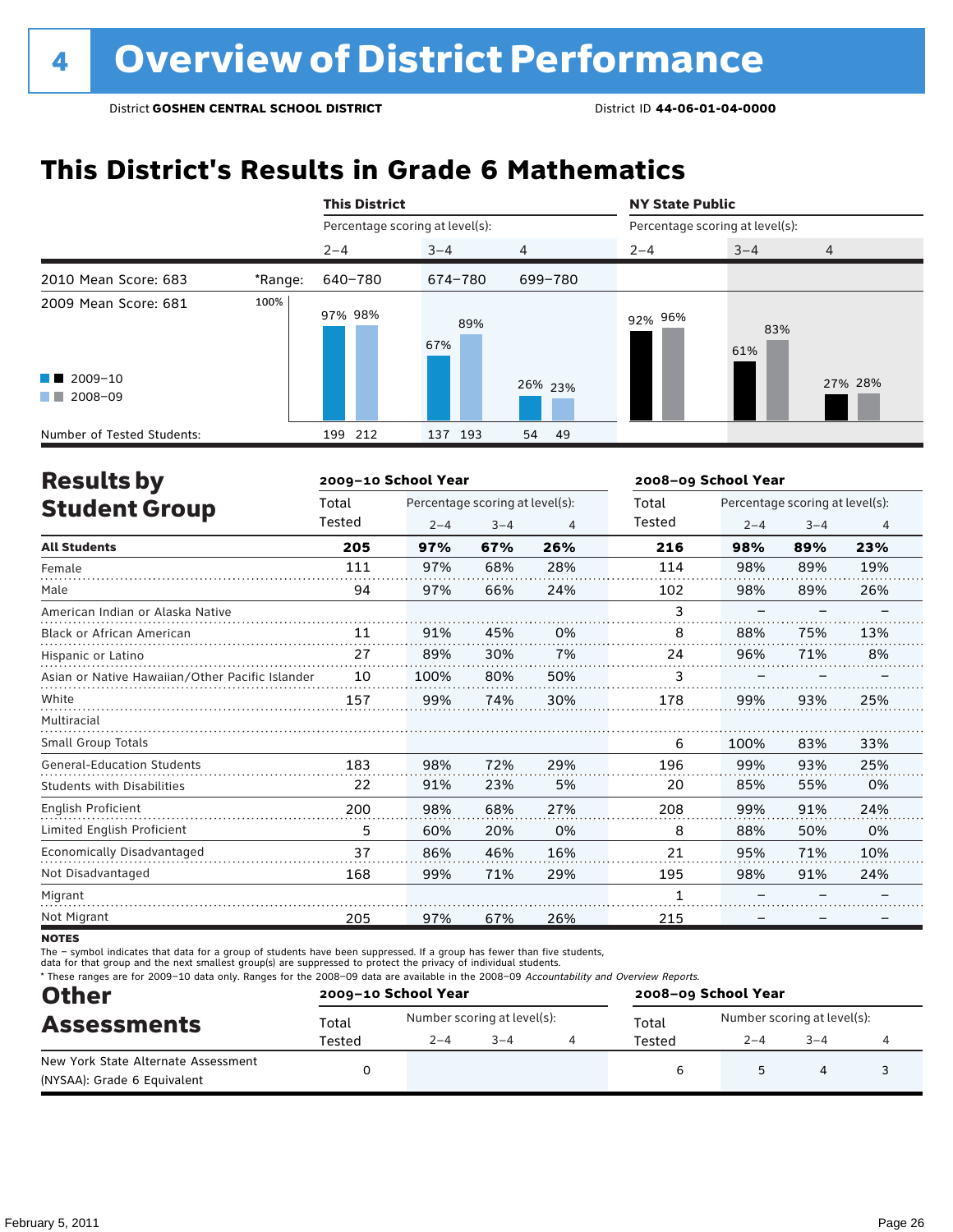# 4 Overview of District Performance

District **GOSHEN CENTRAL SCHOOL DISTRICT** District ID **44-06-01-04-0000**

## This District's Results in Grade 6 Mathematics

| | | This District | | | NY State Public | | |
|---|---|---|---|---|---|---|---|
| | | Percentage scoring at level(s): | | | Percentage scoring at level(s): | | |
| | | 2–4 | 3–4 | 4 | 2–4 | 3–4 | 4 |
| 2010 Mean Score: 683 | *Range: | 640–780 | 674–780 | 699–780 | | | |
| 2009 Mean Score: 681 | | | | | | | |
| 2009–10 | | 97% | 67% | 26% | 92% | 61% | 27% |
| 2008–09 | | 98% | 89% | 23% | 96% | 83% | 28% |
| Number of Tested Students: 2009–10 | | 199 | 137 | 54 | | | |
| Number of Tested Students: 2008–09 | | 212 | 193 | 49 | | | |

## Results by Student Group

| | 2009–10 School Year | | | | 2008–09 School Year | | | |
|---|---|---|---|---|---|---|---|---|
| | Total Tested | Percentage scoring at level(s): 2–4 | 3–4 | 4 | Total Tested | Percentage scoring at level(s): 2–4 | 3–4 | 4 |
| **All Students** | **205** | **97%** | **67%** | **26%** | **216** | **98%** | **89%** | **23%** |
| Female | 111 | 97% | 68% | 28% | 114 | 98% | 89% | 19% |
| Male | 94 | 97% | 66% | 24% | 102 | 98% | 89% | 26% |
| American Indian or Alaska Native | | | | | 3 | – | – | – |
| Black or African American | 11 | 91% | 45% | 0% | 8 | 88% | 75% | 13% |
| Hispanic or Latino | 27 | 89% | 30% | 7% | 24 | 96% | 71% | 8% |
| Asian or Native Hawaiian/Other Pacific Islander | 10 | 100% | 80% | 50% | 3 | – | – | – |
| White | 157 | 99% | 74% | 30% | 178 | 99% | 93% | 25% |
| Multiracial | | | | | | | | |
| Small Group Totals | | | | | 6 | 100% | 83% | 33% |
| General-Education Students | 183 | 98% | 72% | 29% | 196 | 99% | 93% | 25% |
| Students with Disabilities | 22 | 91% | 23% | 5% | 20 | 85% | 55% | 0% |
| English Proficient | 200 | 98% | 68% | 27% | 208 | 99% | 91% | 24% |
| Limited English Proficient | 5 | 60% | 20% | 0% | 8 | 88% | 50% | 0% |
| Economically Disadvantaged | 37 | 86% | 46% | 16% | 21 | 95% | 71% | 10% |
| Not Disadvantaged | 168 | 99% | 71% | 29% | 195 | 98% | 91% | 24% |
| Migrant | | | | | 1 | – | – | – |
| Not Migrant | 205 | 97% | 67% | 26% | 215 | – | – | – |

**NOTES**

The – symbol indicates that data for a group of students have been suppressed. If a group has fewer than five students, data for that group and the next smallest group(s) are suppressed to protect the privacy of individual students.

* These ranges are for 2009–10 data only. Ranges for the 2008–09 data are available in the 2008–09 *Accountability and Overview Reports*.

## Other Assessments

| | 2009–10 School Year | | | | 2008–09 School Year | | | |
|---|---|---|---|---|---|---|---|---|
| | Total Tested | Number scoring at level(s): 2–4 | 3–4 | 4 | Total Tested | Number scoring at level(s): 2–4 | 3–4 | 4 |
| New York State Alternate Assessment (NYSAA): Grade 6 Equivalent | 0 | | | | 6 | 5 | 4 | 3 |

February 5, 2011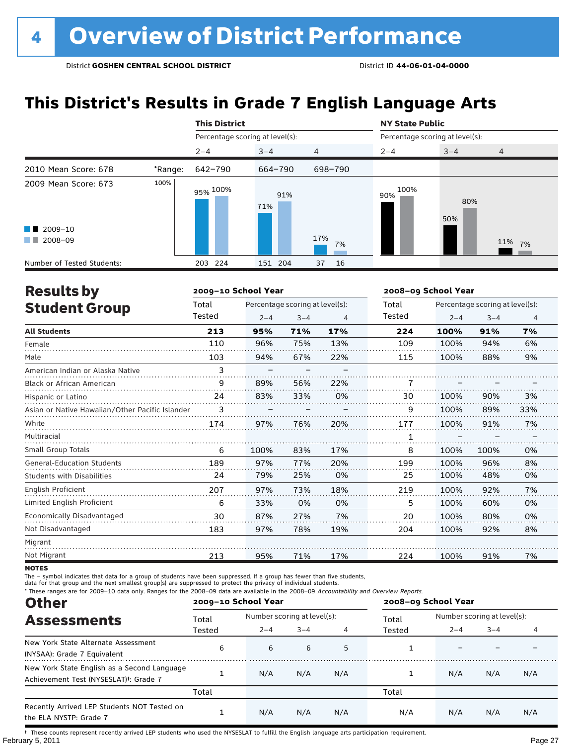# 4 Overview of District Performance

District **GOSHEN CENTRAL SCHOOL DISTRICT** District ID **44-06-01-04-0000**

## This District's Results in Grade 7 English Language Arts

| | | This District | | | NY State Public | | |
|---|---|---|---|---|---|---|---|
| | | Percentage scoring at level(s): | | | Percentage scoring at level(s): | | |
| | | 2–4 | 3–4 | 4 | 2–4 | 3–4 | 4 |
| 2010 Mean Score: 678 | *Range: | 642–790 | 664–790 | 698–790 | | | |
| 2009 Mean Score: 673 | 2009–10 | 95% | 71% | 17% | 90% | 50% | 11% |
| | 2008–09 | 100% | 91% | 7% | 100% | 80% | 7% |
| Number of Tested Students: | 2009–10 | 203 | 151 | 37 | | | |
| | 2008–09 | 224 | 204 | 16 | | | |

## Results by Student Group

| | 2009–10 School Year | | | | 2008–09 School Year | | | |
|---|---|---|---|---|---|---|---|---|
| | Total Tested | Percentage scoring at level(s): 2–4 | 3–4 | 4 | Total Tested | Percentage scoring at level(s): 2–4 | 3–4 | 4 |
| **All Students** | **213** | **95%** | **71%** | **17%** | **224** | **100%** | **91%** | **7%** |
| Female | 110 | 96% | 75% | 13% | 109 | 100% | 94% | 6% |
| Male | 103 | 94% | 67% | 22% | 115 | 100% | 88% | 9% |
| American Indian or Alaska Native | 3 | – | – | – | | | | |
| Black or African American | 9 | 89% | 56% | 22% | 7 | – | – | – |
| Hispanic or Latino | 24 | 83% | 33% | 0% | 30 | 100% | 90% | 3% |
| Asian or Native Hawaiian/Other Pacific Islander | 3 | – | – | – | 9 | 100% | 89% | 33% |
| White | 174 | 97% | 76% | 20% | 177 | 100% | 91% | 7% |
| Multiracial | | | | | 1 | – | – | – |
| Small Group Totals | 6 | 100% | 83% | 17% | 8 | 100% | 100% | 0% |
| General-Education Students | 189 | 97% | 77% | 20% | 199 | 100% | 96% | 8% |
| Students with Disabilities | 24 | 79% | 25% | 0% | 25 | 100% | 48% | 0% |
| English Proficient | 207 | 97% | 73% | 18% | 219 | 100% | 92% | 7% |
| Limited English Proficient | 6 | 33% | 0% | 0% | 5 | 100% | 60% | 0% |
| Economically Disadvantaged | 30 | 87% | 27% | 7% | 20 | 100% | 80% | 0% |
| Not Disadvantaged | 183 | 97% | 78% | 19% | 204 | 100% | 92% | 8% |
| Migrant | | | | | | | | |
| Not Migrant | 213 | 95% | 71% | 17% | 224 | 100% | 91% | 7% |

**NOTES**

The – symbol indicates that data for a group of students have been suppressed. If a group has fewer than five students, data for that group and the next smallest group(s) are suppressed to protect the privacy of individual students.

* These ranges are for 2009–10 data only. Ranges for the 2008–09 data are available in the 2008–09 *Accountability and Overview Reports.*

## Other Assessments

| | 2009–10 School Year | | | | 2008–09 School Year | | | |
|---|---|---|---|---|---|---|---|---|
| | Total Tested | Number scoring at level(s): 2–4 | 3–4 | 4 | Total Tested | Number scoring at level(s): 2–4 | 3–4 | 4 |
| New York State Alternate Assessment (NYSAA): Grade 7 Equivalent | 6 | 6 | 6 | 5 | 1 | – | – | – |
| New York State English as a Second Language Achievement Test (NYSESLAT)†: Grade 7 | 1 | N/A | N/A | N/A | 1 | N/A | N/A | N/A |
| | Total | | | | Total | | | |
| Recently Arrived LEP Students NOT Tested on the ELA NYSTP: Grade 7 | 1 | N/A | N/A | N/A | N/A | N/A | N/A | N/A |

† These counts represent recently arrived LEP students who used the NYSESLAT to fulfill the English language arts participation requirement.

February 5, 2011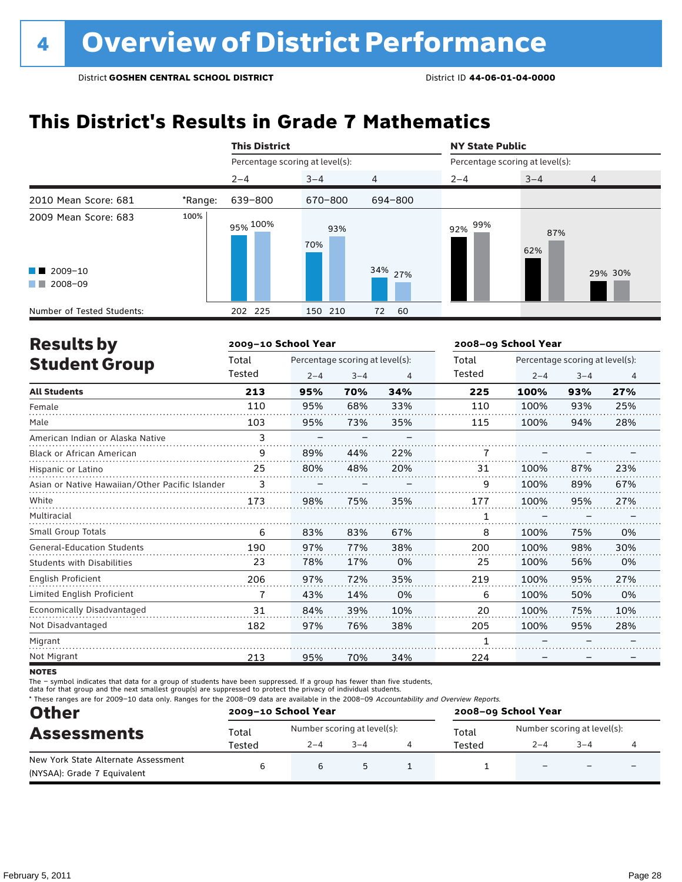# 4 Overview of District Performance

District **GOSHEN CENTRAL SCHOOL DISTRICT** District ID **44-06-01-04-0000**

## This District's Results in Grade 7 Mathematics

| | | This District | | | NY State Public | | |
|---|---|---|---|---|---|---|---|
| | | Percentage scoring at level(s): | | | Percentage scoring at level(s): | | |
| | | 2–4 | 3–4 | 4 | 2–4 | 3–4 | 4 |
| 2010 Mean Score: 681 | *Range: | 639–800 | 670–800 | 694–800 | | | |
| 2009 Mean Score: 683 | 2009–10 | 95% | 70% | 34% | 92% | 62% | 29% |
| | 2008–09 | 100% | 93% | 27% | 99% | 87% | 30% |
| Number of Tested Students: | 2009–10 | 202 | 150 | 72 | | | |
| | 2008–09 | 225 | 210 | 60 | | | |

## Results by Student Group

| | 2009–10 School Year | | | | 2008–09 School Year | | | |
|---|---|---|---|---|---|---|---|---|
| | Total Tested | Percentage scoring at level(s): 2–4 | 3–4 | 4 | Total Tested | Percentage scoring at level(s): 2–4 | 3–4 | 4 |
| **All Students** | **213** | **95%** | **70%** | **34%** | **225** | **100%** | **93%** | **27%** |
| Female | 110 | 95% | 68% | 33% | 110 | 100% | 93% | 25% |
| Male | 103 | 95% | 73% | 35% | 115 | 100% | 94% | 28% |
| American Indian or Alaska Native | 3 | – | – | – | | | | |
| Black or African American | 9 | 89% | 44% | 22% | 7 | – | – | – |
| Hispanic or Latino | 25 | 80% | 48% | 20% | 31 | 100% | 87% | 23% |
| Asian or Native Hawaiian/Other Pacific Islander | 3 | – | – | – | 9 | 100% | 89% | 67% |
| White | 173 | 98% | 75% | 35% | 177 | 100% | 95% | 27% |
| Multiracial | | | | | 1 | – | – | – |
| Small Group Totals | 6 | 83% | 83% | 67% | 8 | 100% | 75% | 0% |
| General-Education Students | 190 | 97% | 77% | 38% | 200 | 100% | 98% | 30% |
| Students with Disabilities | 23 | 78% | 17% | 0% | 25 | 100% | 56% | 0% |
| English Proficient | 206 | 97% | 72% | 35% | 219 | 100% | 95% | 27% |
| Limited English Proficient | 7 | 43% | 14% | 0% | 6 | 100% | 50% | 0% |
| Economically Disadvantaged | 31 | 84% | 39% | 10% | 20 | 100% | 75% | 10% |
| Not Disadvantaged | 182 | 97% | 76% | 38% | 205 | 100% | 95% | 28% |
| Migrant | | | | | 1 | – | – | – |
| Not Migrant | 213 | 95% | 70% | 34% | 224 | – | – | – |

**NOTES**

The – symbol indicates that data for a group of students have been suppressed. If a group has fewer than five students, data for that group and the next smallest group(s) are suppressed to protect the privacy of individual students.

\* These ranges are for 2009–10 data only. Ranges for the 2008–09 data are available in the 2008–09 *Accountability and Overview Reports.*

## Other Assessments

| | 2009–10 School Year | | | | 2008–09 School Year | | | |
|---|---|---|---|---|---|---|---|---|
| | Total Tested | Number scoring at level(s): 2–4 | 3–4 | 4 | Total Tested | Number scoring at level(s): 2–4 | 3–4 | 4 |
| New York State Alternate Assessment (NYSAA): Grade 7 Equivalent | 6 | 6 | 5 | 1 | 1 | – | – | – |

February 5, 2011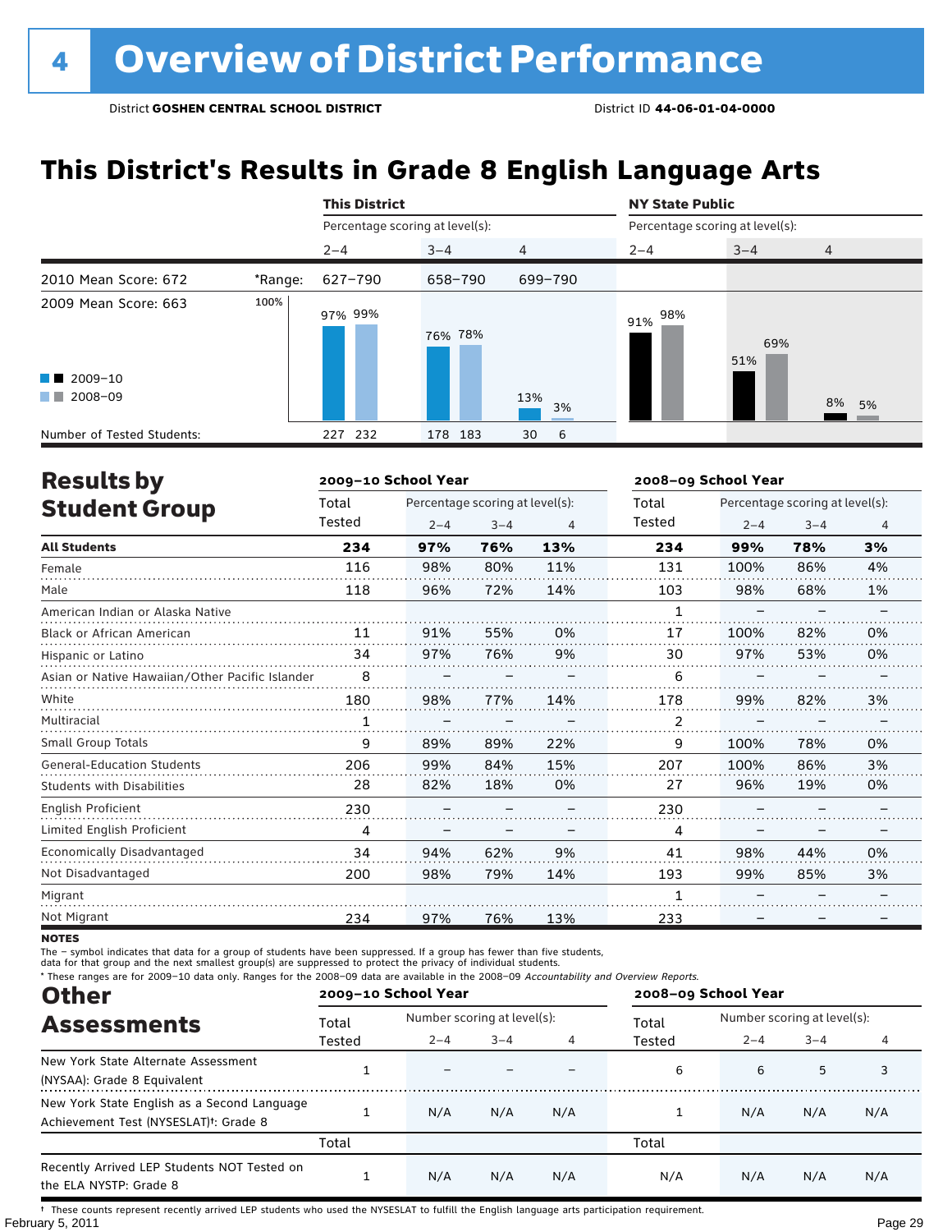# 4 Overview of District Performance

District **GOSHEN CENTRAL SCHOOL DISTRICT** District ID **44-06-01-04-0000**

## This District's Results in Grade 8 English Language Arts

| | | This District | | | NY State Public | | |
|---|---|---|---|---|---|---|---|
| | | Percentage scoring at level(s): | | | Percentage scoring at level(s): | | |
| | | 2–4 | 3–4 | 4 | 2–4 | 3–4 | 4 |
| 2010 Mean Score: 672 | *Range: | 627–790 | 658–790 | 699–790 | | | |
| 2009 Mean Score: 663 | | | | | | | |
| 2009–10 | | 97% | 76% | 13% | 91% | 51% | 8% |
| 2008–09 | | 99% | 78% | 3% | 98% | 69% | 5% |
| Number of Tested Students: 2009–10 | | 227 | 178 | 30 | | | |
| Number of Tested Students: 2008–09 | | 232 | 183 | 6 | | | |

## Results by Student Group

| | 2009–10 School Year | | | | 2008–09 School Year | | | |
|---|---|---|---|---|---|---|---|---|
| | Total Tested | Percentage scoring at level(s): | | | Total Tested | Percentage scoring at level(s): | | |
| | | 2–4 | 3–4 | 4 | | 2–4 | 3–4 | 4 |
| **All Students** | **234** | **97%** | **76%** | **13%** | **234** | **99%** | **78%** | **3%** |
| Female | 116 | 98% | 80% | 11% | 131 | 100% | 86% | 4% |
| Male | 118 | 96% | 72% | 14% | 103 | 98% | 68% | 1% |
| American Indian or Alaska Native | | | | | 1 | – | – | – |
| Black or African American | 11 | 91% | 55% | 0% | 17 | 100% | 82% | 0% |
| Hispanic or Latino | 34 | 97% | 76% | 9% | 30 | 97% | 53% | 0% |
| Asian or Native Hawaiian/Other Pacific Islander | 8 | – | – | – | 6 | – | – | – |
| White | 180 | 98% | 77% | 14% | 178 | 99% | 82% | 3% |
| Multiracial | 1 | – | – | – | 2 | – | – | – |
| Small Group Totals | 9 | 89% | 89% | 22% | 9 | 100% | 78% | 0% |
| General-Education Students | 206 | 99% | 84% | 15% | 207 | 100% | 86% | 3% |
| Students with Disabilities | 28 | 82% | 18% | 0% | 27 | 96% | 19% | 0% |
| English Proficient | 230 | – | – | – | 230 | – | – | – |
| Limited English Proficient | 4 | – | – | – | 4 | – | – | – |
| Economically Disadvantaged | 34 | 94% | 62% | 9% | 41 | 98% | 44% | 0% |
| Not Disadvantaged | 200 | 98% | 79% | 14% | 193 | 99% | 85% | 3% |
| Migrant | | | | | 1 | – | – | – |
| Not Migrant | 234 | 97% | 76% | 13% | 233 | – | – | – |

**NOTES**

The – symbol indicates that data for a group of students have been suppressed. If a group has fewer than five students, data for that group and the next smallest group(s) are suppressed to protect the privacy of individual students.

\* These ranges are for 2009–10 data only. Ranges for the 2008–09 data are available in the 2008–09 *Accountability and Overview Reports.*

## Other Assessments

| | 2009–10 School Year | | | | 2008–09 School Year | | | |
|---|---|---|---|---|---|---|---|---|
| | Total Tested | Number scoring at level(s): | | | Total Tested | Number scoring at level(s): | | |
| | | 2–4 | 3–4 | 4 | | 2–4 | 3–4 | 4 |
| New York State Alternate Assessment (NYSAA): Grade 8 Equivalent | 1 | – | – | – | 6 | 6 | 5 | 3 |
| New York State English as a Second Language Achievement Test (NYSESLAT)†: Grade 8 | 1 | N/A | N/A | N/A | 1 | N/A | N/A | N/A |
| | Total | | | | Total | | | |
| Recently Arrived LEP Students NOT Tested on the ELA NYSTP: Grade 8 | 1 | N/A | N/A | N/A | N/A | N/A | N/A | N/A |

† These counts represent recently arrived LEP students who used the NYSESLAT to fulfill the English language arts participation requirement.

February 5, 2011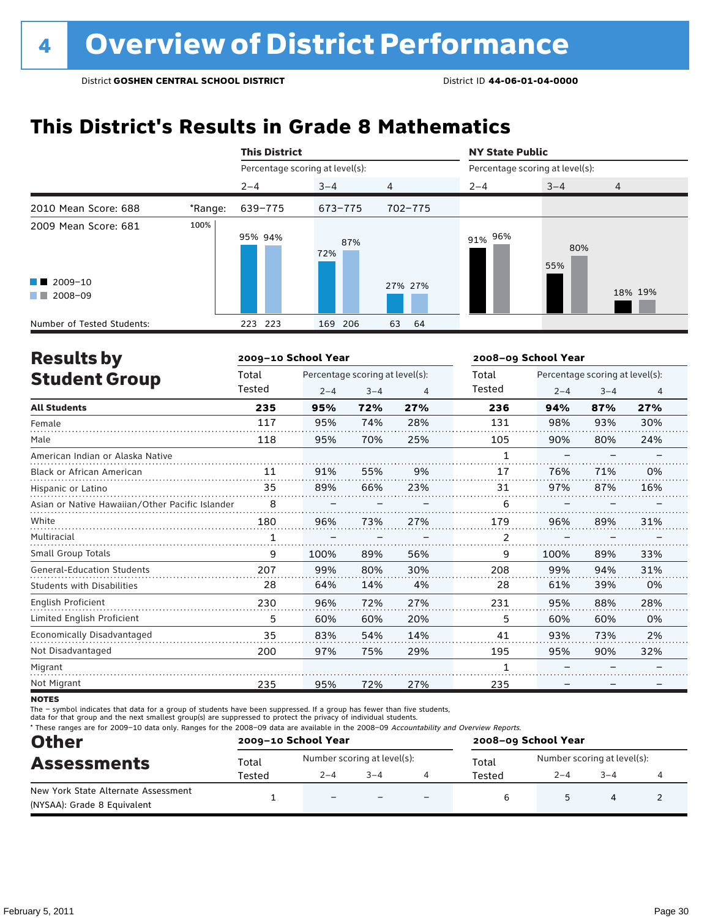# 4 Overview of District Performance

District **GOSHEN CENTRAL SCHOOL DISTRICT** District ID **44-06-01-04-0000**

## This District's Results in Grade 8 Mathematics

| | | This District | | | NY State Public | | |
|---|---|---|---|---|---|---|---|
| | | Percentage scoring at level(s): | | | Percentage scoring at level(s): | | |
| | | 2–4 | 3–4 | 4 | 2–4 | 3–4 | 4 |
| 2010 Mean Score: 688 | *Range: | 639–775 | 673–775 | 702–775 | | | |
| 2009 Mean Score: 681 | | | | | | | |
| 2009–10 | | 95% | 72% | 27% | 91% | 55% | 18% |
| 2008–09 | | 94% | 87% | 27% | 96% | 80% | 19% |
| Number of Tested Students: 2009–10 | | 223 | 169 | 63 | | | |
| Number of Tested Students: 2008–09 | | 223 | 206 | 64 | | | |

## Results by Student Group

| | 2009–10 School Year | | | | 2008–09 School Year | | | |
|---|---|---|---|---|---|---|---|---|
| | Total Tested | Percentage scoring at level(s): 2–4 | 3–4 | 4 | Total Tested | Percentage scoring at level(s): 2–4 | 3–4 | 4 |
| **All Students** | **235** | **95%** | **72%** | **27%** | **236** | **94%** | **87%** | **27%** |
| Female | 117 | 95% | 74% | 28% | 131 | 98% | 93% | 30% |
| Male | 118 | 95% | 70% | 25% | 105 | 90% | 80% | 24% |
| American Indian or Alaska Native | | | | | 1 | – | – | – |
| Black or African American | 11 | 91% | 55% | 9% | 17 | 76% | 71% | 0% |
| Hispanic or Latino | 35 | 89% | 66% | 23% | 31 | 97% | 87% | 16% |
| Asian or Native Hawaiian/Other Pacific Islander | 8 | – | – | – | 6 | – | – | – |
| White | 180 | 96% | 73% | 27% | 179 | 96% | 89% | 31% |
| Multiracial | 1 | – | – | – | 2 | – | – | – |
| Small Group Totals | 9 | 100% | 89% | 56% | 9 | 100% | 89% | 33% |
| General-Education Students | 207 | 99% | 80% | 30% | 208 | 99% | 94% | 31% |
| Students with Disabilities | 28 | 64% | 14% | 4% | 28 | 61% | 39% | 0% |
| English Proficient | 230 | 96% | 72% | 27% | 231 | 95% | 88% | 28% |
| Limited English Proficient | 5 | 60% | 60% | 20% | 5 | 60% | 60% | 0% |
| Economically Disadvantaged | 35 | 83% | 54% | 14% | 41 | 93% | 73% | 2% |
| Not Disadvantaged | 200 | 97% | 75% | 29% | 195 | 95% | 90% | 32% |
| Migrant | | | | | 1 | – | – | – |
| Not Migrant | 235 | 95% | 72% | 27% | 235 | – | – | – |

**NOTES**

The – symbol indicates that data for a group of students have been suppressed. If a group has fewer than five students, data for that group and the next smallest group(s) are suppressed to protect the privacy of individual students.

\* These ranges are for 2009–10 data only. Ranges for the 2008–09 data are available in the 2008–09 *Accountability and Overview Reports.*

## Other Assessments

| | 2009–10 School Year | | | | 2008–09 School Year | | | |
|---|---|---|---|---|---|---|---|---|
| | Total Tested | Number scoring at level(s): 2–4 | 3–4 | 4 | Total Tested | Number scoring at level(s): 2–4 | 3–4 | 4 |
| New York State Alternate Assessment (NYSAA): Grade 8 Equivalent | 1 | – | – | – | 6 | 5 | 4 | 2 |

February 5, 2011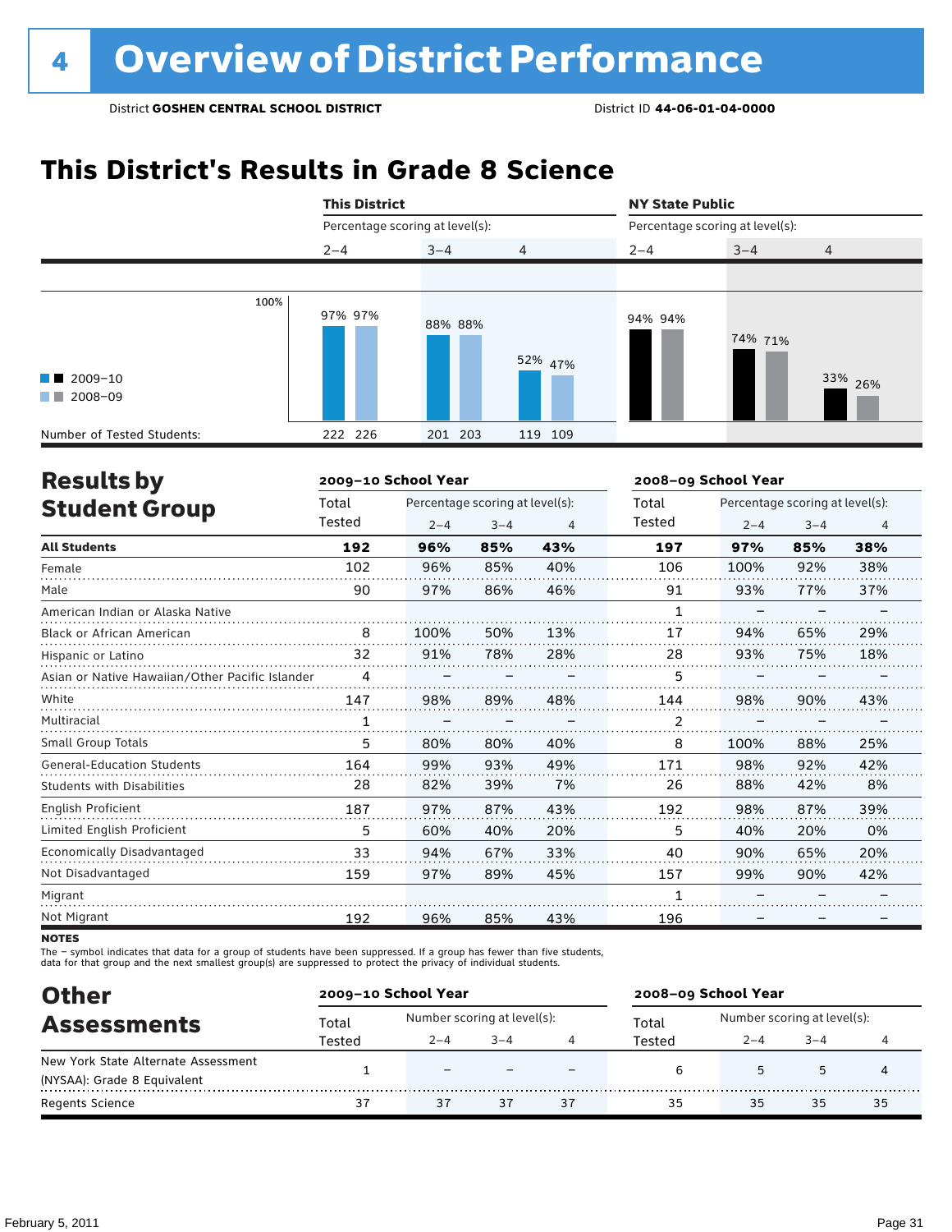# 4 Overview of District Performance

District **GOSHEN CENTRAL SCHOOL DISTRICT** District ID **44-06-01-04-0000**

## This District's Results in Grade 8 Science

| | This District | | | NY State Public | | |
|---|---|---|---|---|---|---|
| | Percentage scoring at level(s): | | | Percentage scoring at level(s): | | |
| | 2–4 | 3–4 | 4 | 2–4 | 3–4 | 4 |
| 2009–10 | 97% | 88% | 52% | 94% | 74% | 33% |
| 2008–09 | 97% | 88% | 47% | 94% | 71% | 26% |
| Number of Tested Students: 2009–10 | 222 | 201 | 119 | | | |
| Number of Tested Students: 2008–09 | 226 | 203 | 109 | | | |

## Results by Student Group

| | 2009–10 School Year | | | | 2008–09 School Year | | | |
|---|---|---|---|---|---|---|---|---|
| | Total Tested | Percentage scoring at level(s): 2–4 | 3–4 | 4 | Total Tested | Percentage scoring at level(s): 2–4 | 3–4 | 4 |
| **All Students** | **192** | **96%** | **85%** | **43%** | **197** | **97%** | **85%** | **38%** |
| Female | 102 | 96% | 85% | 40% | 106 | 100% | 92% | 38% |
| Male | 90 | 97% | 86% | 46% | 91 | 93% | 77% | 37% |
| American Indian or Alaska Native | | | | | 1 | – | – | – |
| Black or African American | 8 | 100% | 50% | 13% | 17 | 94% | 65% | 29% |
| Hispanic or Latino | 32 | 91% | 78% | 28% | 28 | 93% | 75% | 18% |
| Asian or Native Hawaiian/Other Pacific Islander | 4 | – | – | – | 5 | – | – | – |
| White | 147 | 98% | 89% | 48% | 144 | 98% | 90% | 43% |
| Multiracial | 1 | – | – | – | 2 | – | – | – |
| Small Group Totals | 5 | 80% | 80% | 40% | 8 | 100% | 88% | 25% |
| General-Education Students | 164 | 99% | 93% | 49% | 171 | 98% | 92% | 42% |
| Students with Disabilities | 28 | 82% | 39% | 7% | 26 | 88% | 42% | 8% |
| English Proficient | 187 | 97% | 87% | 43% | 192 | 98% | 87% | 39% |
| Limited English Proficient | 5 | 60% | 40% | 20% | 5 | 40% | 20% | 0% |
| Economically Disadvantaged | 33 | 94% | 67% | 33% | 40 | 90% | 65% | 20% |
| Not Disadvantaged | 159 | 97% | 89% | 45% | 157 | 99% | 90% | 42% |
| Migrant | | | | | 1 | – | – | – |
| Not Migrant | 192 | 96% | 85% | 43% | 196 | – | – | – |

**NOTES**

The – symbol indicates that data for a group of students have been suppressed. If a group has fewer than five students, data for that group and the next smallest group(s) are suppressed to protect the privacy of individual students.

## Other Assessments

| | 2009–10 School Year | | | | 2008–09 School Year | | | |
|---|---|---|---|---|---|---|---|---|
| | Total Tested | Number scoring at level(s): 2–4 | 3–4 | 4 | Total Tested | Number scoring at level(s): 2–4 | 3–4 | 4 |
| New York State Alternate Assessment (NYSAA): Grade 8 Equivalent | 1 | – | – | – | 6 | 5 | 5 | 4 |
| Regents Science | 37 | 37 | 37 | 37 | 35 | 35 | 35 | 35 |

February 5, 2011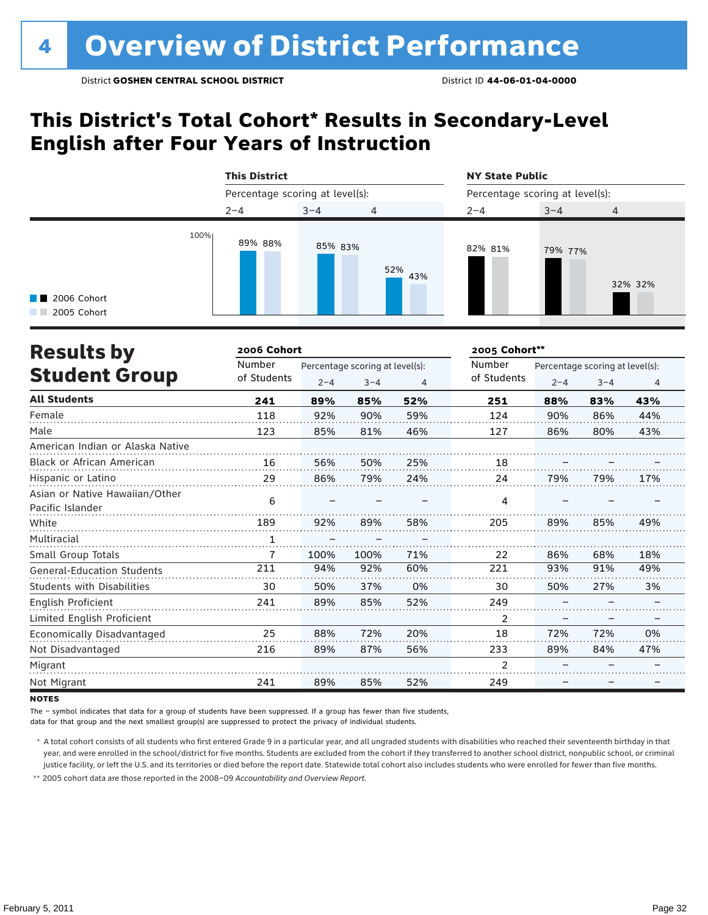# 4 Overview of District Performance

District **GOSHEN CENTRAL SCHOOL DISTRICT** District ID **44-06-01-04-0000**

## This District's Total Cohort* Results in Secondary-Level English after Four Years of Instruction

| | This District | | | NY State Public | | |
|---|---|---|---|---|---|---|
| Percentage scoring at level(s): | 2–4 | 3–4 | 4 | 2–4 | 3–4 | 4 |
| 2006 Cohort | 89% | 85% | 52% | 82% | 79% | 32% |
| 2005 Cohort | 88% | 83% | 43% | 81% | 77% | 32% |

## Results by Student Group

| | 2006 Cohort | | | | 2005 Cohort** | | | |
|---|---|---|---|---|---|---|---|---|
| | Number of Students | Percentage scoring at level(s): 2–4 | 3–4 | 4 | Number of Students | Percentage scoring at level(s): 2–4 | 3–4 | 4 |
| **All Students** | **241** | **89%** | **85%** | **52%** | **251** | **88%** | **83%** | **43%** |
| Female | 118 | 92% | 90% | 59% | 124 | 90% | 86% | 44% |
| Male | 123 | 85% | 81% | 46% | 127 | 86% | 80% | 43% |
| American Indian or Alaska Native | | | | | | | | |
| Black or African American | 16 | 56% | 50% | 25% | 18 | – | – | – |
| Hispanic or Latino | 29 | 86% | 79% | 24% | 24 | 79% | 79% | 17% |
| Asian or Native Hawaiian/Other Pacific Islander | 6 | – | – | – | 4 | – | – | – |
| White | 189 | 92% | 89% | 58% | 205 | 89% | 85% | 49% |
| Multiracial | 1 | – | – | – | | | | |
| Small Group Totals | 7 | 100% | 100% | 71% | 22 | 86% | 68% | 18% |
| General-Education Students | 211 | 94% | 92% | 60% | 221 | 93% | 91% | 49% |
| Students with Disabilities | 30 | 50% | 37% | 0% | 30 | 50% | 27% | 3% |
| English Proficient | 241 | 89% | 85% | 52% | 249 | – | – | – |
| Limited English Proficient | | | | | 2 | – | – | – |
| Economically Disadvantaged | 25 | 88% | 72% | 20% | 18 | 72% | 72% | 0% |
| Not Disadvantaged | 216 | 89% | 87% | 56% | 233 | 89% | 84% | 47% |
| Migrant | | | | | 2 | – | – | – |
| Not Migrant | 241 | 89% | 85% | 52% | 249 | – | – | – |

**NOTES**

The – symbol indicates that data for a group of students have been suppressed. If a group has fewer than five students, data for that group and the next smallest group(s) are suppressed to protect the privacy of individual students.

\* A total cohort consists of all students who first entered Grade 9 in a particular year, and all ungraded students with disabilities who reached their seventeenth birthday in that year, and were enrolled in the school/district for five months. Students are excluded from the cohort if they transferred to another school district, nonpublic school, or criminal justice facility, or left the U.S. and its territories or died before the report date. Statewide total cohort also includes students who were enrolled for fewer than five months.

\*\* 2005 cohort data are those reported in the 2008–09 *Accountability and Overview Report*.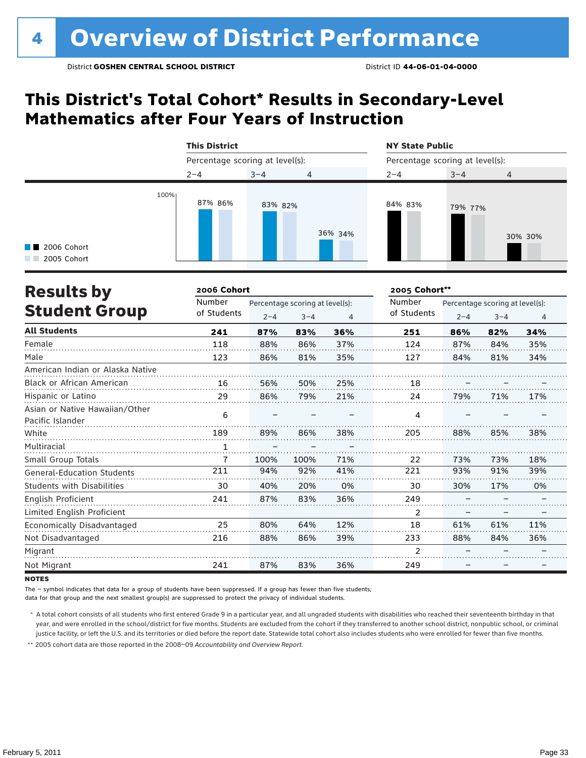# 4 Overview of District Performance

District **GOSHEN CENTRAL SCHOOL DISTRICT** District ID **44-06-01-04-0000**

## This District's Total Cohort* Results in Secondary-Level Mathematics after Four Years of Instruction

This District
Percentage scoring at level(s):
2–4 3–4 4
100%
87% 86%
83% 82%
36% 34%

NY State Public
Percentage scoring at level(s):
2–4 3–4 4
84% 83%
79% 77%
30% 30%

2006 Cohort
2005 Cohort

## Results by Student Group

| | 2006 Cohort | | | | 2005 Cohort** | | | |
|---|---|---|---|---|---|---|---|---|
| | Number of Students | Percentage scoring at level(s): 2–4 | 3–4 | 4 | Number of Students | Percentage scoring at level(s): 2–4 | 3–4 | 4 |
| **All Students** | **241** | **87%** | **83%** | **36%** | **251** | **86%** | **82%** | **34%** |
| Female | 118 | 88% | 86% | 37% | 124 | 87% | 84% | 35% |
| Male | 123 | 86% | 81% | 35% | 127 | 84% | 81% | 34% |
| American Indian or Alaska Native | | | | | | | | |
| Black or African American | 16 | 56% | 50% | 25% | 18 | – | – | – |
| Hispanic or Latino | 29 | 86% | 79% | 21% | 24 | 79% | 71% | 17% |
| Asian or Native Hawaiian/Other Pacific Islander | 6 | – | – | – | 4 | – | – | – |
| White | 189 | 89% | 86% | 38% | 205 | 88% | 85% | 38% |
| Multiracial | 1 | – | – | – | | | | |
| Small Group Totals | 7 | 100% | 100% | 71% | 22 | 73% | 73% | 18% |
| General-Education Students | 211 | 94% | 92% | 41% | 221 | 93% | 91% | 39% |
| Students with Disabilities | 30 | 40% | 20% | 0% | 30 | 30% | 17% | 0% |
| English Proficient | 241 | 87% | 83% | 36% | 249 | – | – | – |
| Limited English Proficient | | | | | 2 | – | – | – |
| Economically Disadvantaged | 25 | 80% | 64% | 12% | 18 | 61% | 61% | 11% |
| Not Disadvantaged | 216 | 88% | 86% | 39% | 233 | 88% | 84% | 36% |
| Migrant | | | | | 2 | – | – | – |
| Not Migrant | 241 | 87% | 83% | 36% | 249 | – | – | – |

**NOTES**

The – symbol indicates that data for a group of students have been suppressed. If a group has fewer than five students, data for that group and the next smallest group(s) are suppressed to protect the privacy of individual students.

\* A total cohort consists of all students who first entered Grade 9 in a particular year, and all ungraded students with disabilities who reached their seventeenth birthday in that year, and were enrolled in the school/district for five months. Students are excluded from the cohort if they transferred to another school district, nonpublic school, or criminal justice facility, or left the U.S. and its territories or died before the report date. Statewide total cohort also includes students who were enrolled for fewer than five months.

\*\* 2005 cohort data are those reported in the 2008–09 *Accountability and Overview Report.*

February 5, 2011